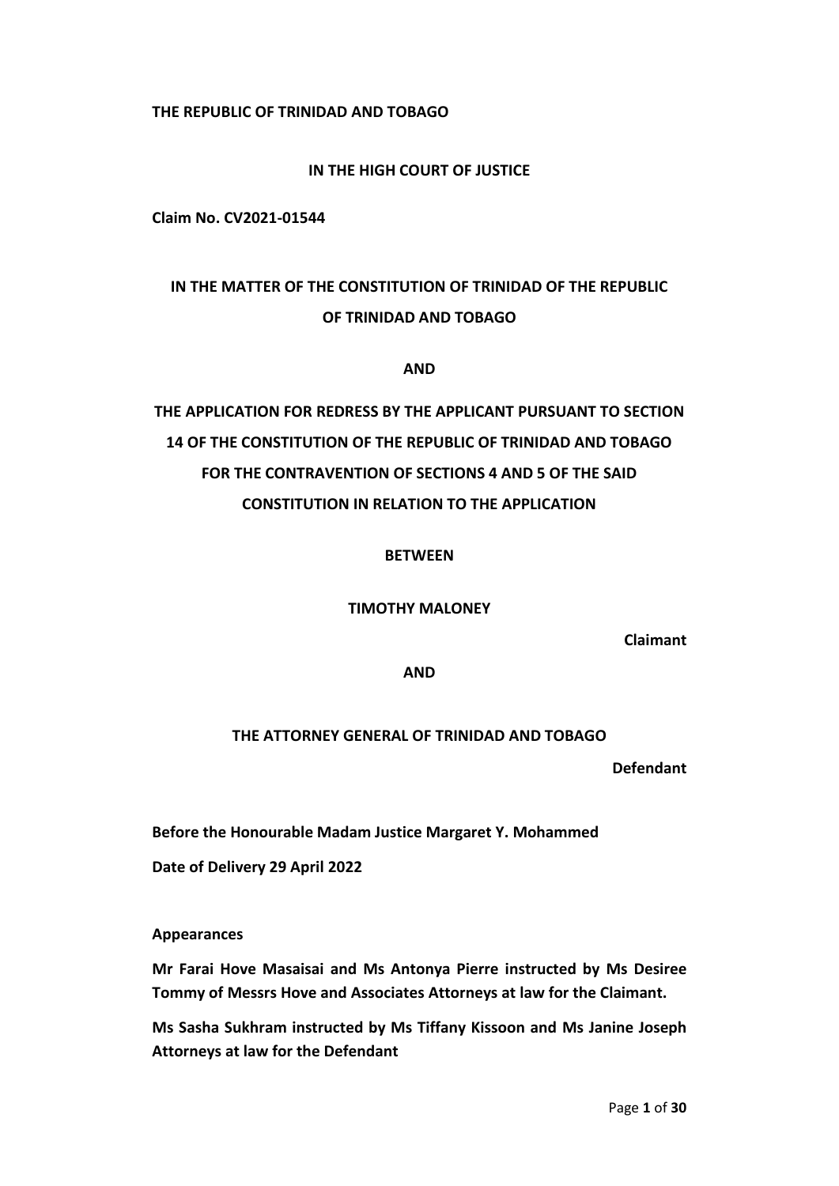**THE REPUBLIC OF TRINIDAD AND TOBAGO**

**IN THE HIGH COURT OF JUSTICE**

**Claim No. CV2021-01544**

**IN THE MATTER OF THE CONSTITUTION OF TRINIDAD OF THE REPUBLIC OF TRINIDAD AND TOBAGO**

**AND**

**THE APPLICATION FOR REDRESS BY THE APPLICANT PURSUANT TO SECTION 14 OF THE CONSTITUTION OF THE REPUBLIC OF TRINIDAD AND TOBAGO FOR THE CONTRAVENTION OF SECTIONS 4 AND 5 OF THE SAID CONSTITUTION IN RELATION TO THE APPLICATION**

**BETWEEN**

**TIMOTHY MALONEY**

**Claimant**

**AND**

**THE ATTORNEY GENERAL OF TRINIDAD AND TOBAGO**

**Defendant**

**Before the Honourable Madam Justice Margaret Y. Mohammed**

**Date of Delivery 29 April 2022**

**Appearances**

**Mr Farai Hove Masaisai and Ms Antonya Pierre instructed by Ms Desiree Tommy of Messrs Hove and Associates Attorneys at law for the Claimant.**

**Ms Sasha Sukhram instructed by Ms Tiffany Kissoon and Ms Janine Joseph Attorneys at law for the Defendant**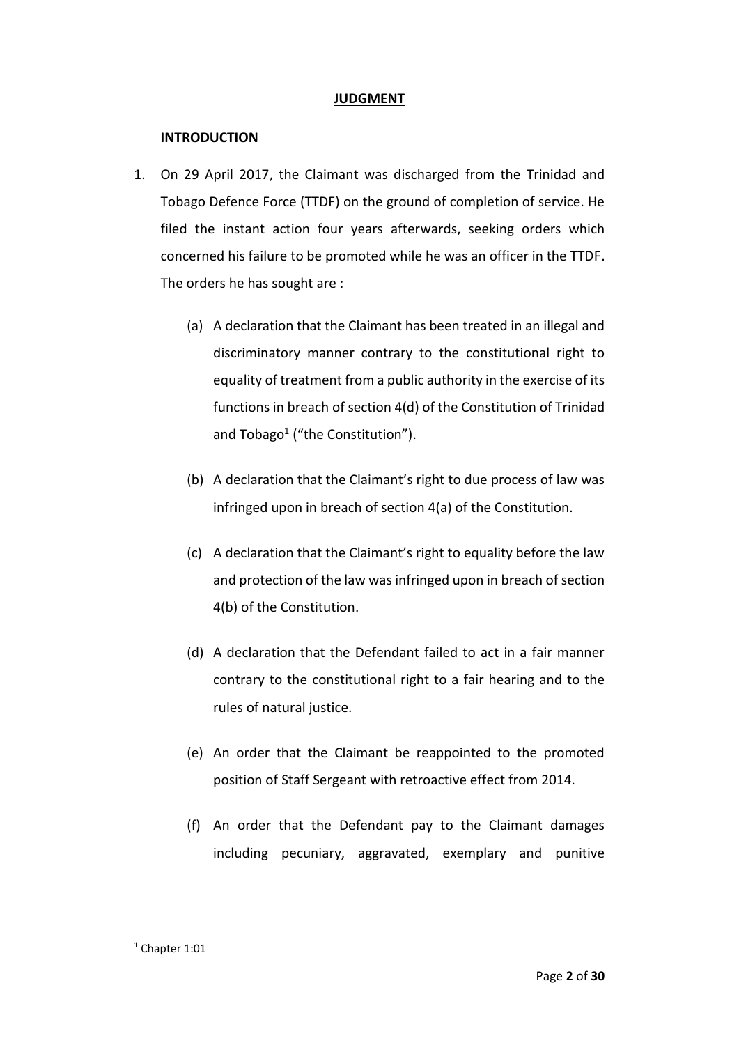## JUDGMENT

### INTRODUCTION

1. On 29 April 2017, the Claimant was discharged from the Trinidad and Tobago Defence Force (TTDF) on the ground of completion of service. He filed the instant action four years afterwards, seeking orders which concerned his failure to be promoted while he was an officer in the TTDF. The orders he has sought are :

   (a) A declaration that the Claimant has been treated in an illegal and discriminatory manner contrary to the constitutional right to equality of treatment from a public authority in the exercise of its functions in breach of section 4(d) of the Constitution of Trinidad and Tobago[1] ("the Constitution").

   (b) A declaration that the Claimant's right to due process of law was infringed upon in breach of section 4(a) of the Constitution.

   (c) A declaration that the Claimant's right to equality before the law and protection of the law was infringed upon in breach of section 4(b) of the Constitution.

   (d) A declaration that the Defendant failed to act in a fair manner contrary to the constitutional right to a fair hearing and to the rules of natural justice.

   (e) An order that the Claimant be reappointed to the promoted position of Staff Sergeant with retroactive effect from 2014.

   (f) An order that the Defendant pay to the Claimant damages including pecuniary, aggravated, exemplary and punitive

[1] Chapter 1:01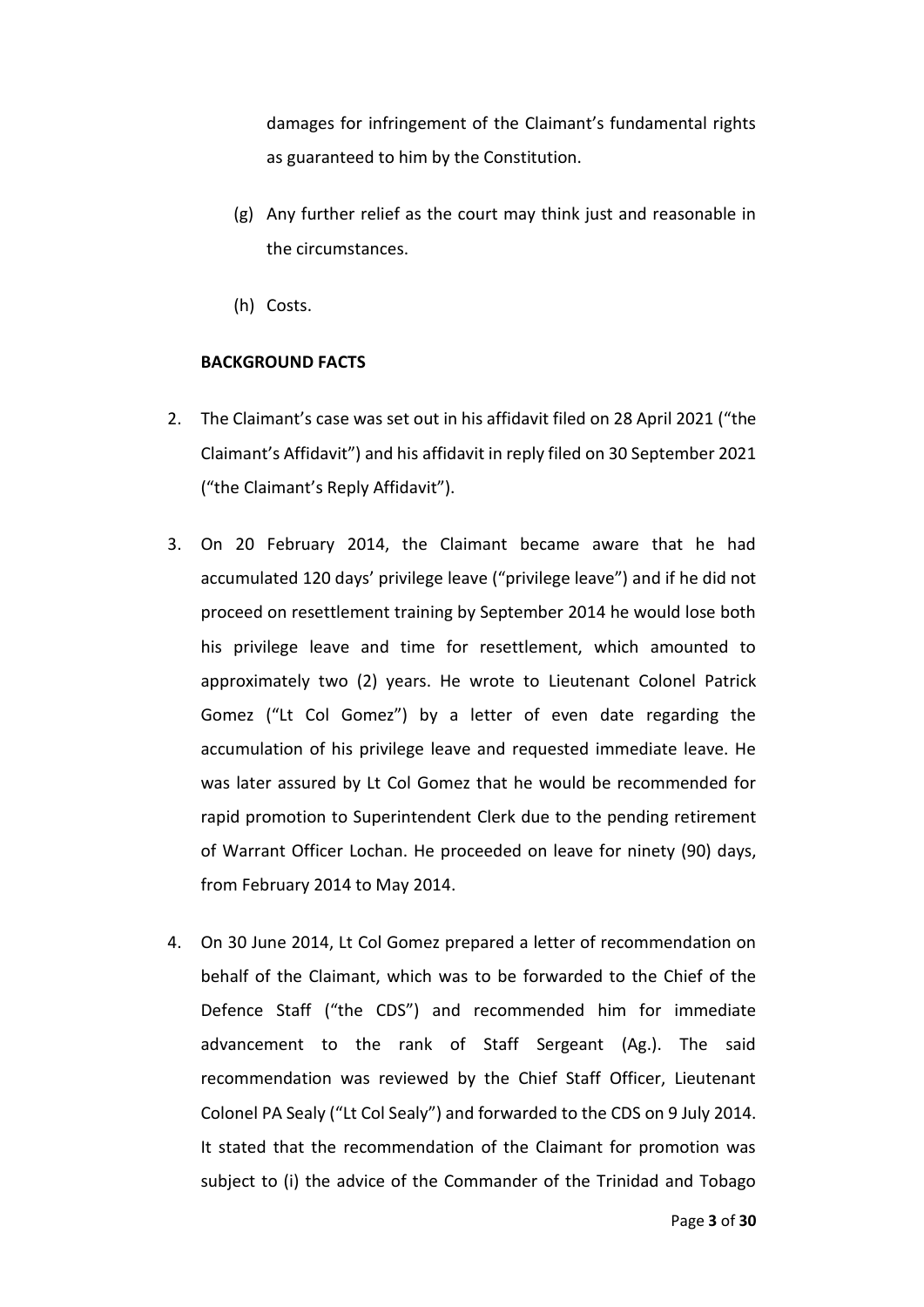damages for infringement of the Claimant's fundamental rights as guaranteed to him by the Constitution.

(g) Any further relief as the court may think just and reasonable in the circumstances.

(h) Costs.

**BACKGROUND FACTS**

2. The Claimant's case was set out in his affidavit filed on 28 April 2021 ("the Claimant's Affidavit") and his affidavit in reply filed on 30 September 2021 ("the Claimant's Reply Affidavit").

3. On 20 February 2014, the Claimant became aware that he had accumulated 120 days' privilege leave ("privilege leave") and if he did not proceed on resettlement training by September 2014 he would lose both his privilege leave and time for resettlement, which amounted to approximately two (2) years. He wrote to Lieutenant Colonel Patrick Gomez ("Lt Col Gomez") by a letter of even date regarding the accumulation of his privilege leave and requested immediate leave. He was later assured by Lt Col Gomez that he would be recommended for rapid promotion to Superintendent Clerk due to the pending retirement of Warrant Officer Lochan. He proceeded on leave for ninety (90) days, from February 2014 to May 2014.

4. On 30 June 2014, Lt Col Gomez prepared a letter of recommendation on behalf of the Claimant, which was to be forwarded to the Chief of the Defence Staff ("the CDS") and recommended him for immediate advancement to the rank of Staff Sergeant (Ag.). The said recommendation was reviewed by the Chief Staff Officer, Lieutenant Colonel PA Sealy ("Lt Col Sealy") and forwarded to the CDS on 9 July 2014. It stated that the recommendation of the Claimant for promotion was subject to (i) the advice of the Commander of the Trinidad and Tobago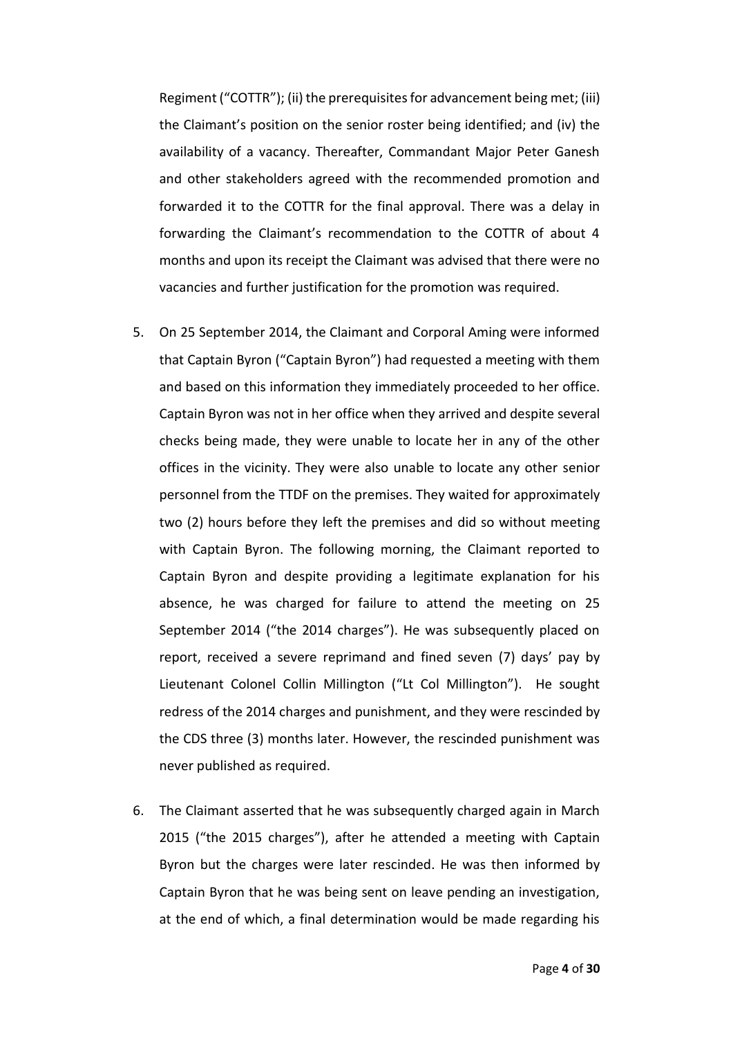Regiment ("COTTR"); (ii) the prerequisites for advancement being met; (iii) the Claimant's position on the senior roster being identified; and (iv) the availability of a vacancy. Thereafter, Commandant Major Peter Ganesh and other stakeholders agreed with the recommended promotion and forwarded it to the COTTR for the final approval. There was a delay in forwarding the Claimant's recommendation to the COTTR of about 4 months and upon its receipt the Claimant was advised that there were no vacancies and further justification for the promotion was required.

5. On 25 September 2014, the Claimant and Corporal Aming were informed that Captain Byron ("Captain Byron") had requested a meeting with them and based on this information they immediately proceeded to her office. Captain Byron was not in her office when they arrived and despite several checks being made, they were unable to locate her in any of the other offices in the vicinity. They were also unable to locate any other senior personnel from the TTDF on the premises. They waited for approximately two (2) hours before they left the premises and did so without meeting with Captain Byron. The following morning, the Claimant reported to Captain Byron and despite providing a legitimate explanation for his absence, he was charged for failure to attend the meeting on 25 September 2014 ("the 2014 charges"). He was subsequently placed on report, received a severe reprimand and fined seven (7) days' pay by Lieutenant Colonel Collin Millington ("Lt Col Millington"). He sought redress of the 2014 charges and punishment, and they were rescinded by the CDS three (3) months later. However, the rescinded punishment was never published as required.

6. The Claimant asserted that he was subsequently charged again in March 2015 ("the 2015 charges"), after he attended a meeting with Captain Byron but the charges were later rescinded. He was then informed by Captain Byron that he was being sent on leave pending an investigation, at the end of which, a final determination would be made regarding his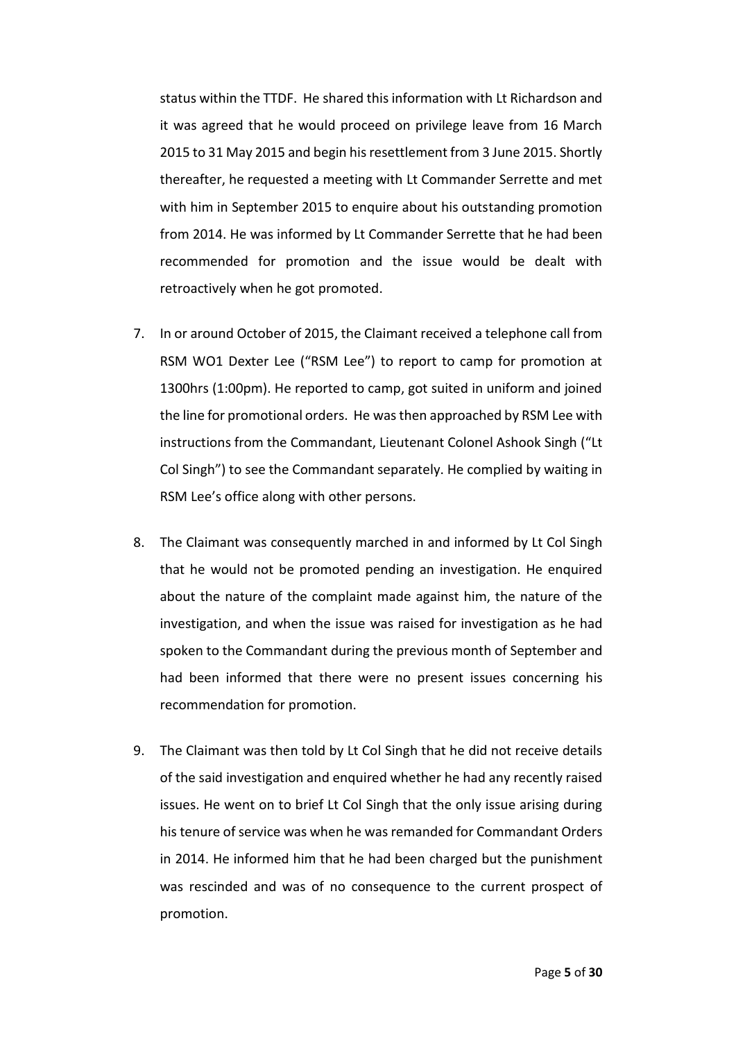status within the TTDF. He shared this information with Lt Richardson and it was agreed that he would proceed on privilege leave from 16 March 2015 to 31 May 2015 and begin his resettlement from 3 June 2015. Shortly thereafter, he requested a meeting with Lt Commander Serrette and met with him in September 2015 to enquire about his outstanding promotion from 2014. He was informed by Lt Commander Serrette that he had been recommended for promotion and the issue would be dealt with retroactively when he got promoted.

7. In or around October of 2015, the Claimant received a telephone call from RSM WO1 Dexter Lee ("RSM Lee") to report to camp for promotion at 1300hrs (1:00pm). He reported to camp, got suited in uniform and joined the line for promotional orders. He was then approached by RSM Lee with instructions from the Commandant, Lieutenant Colonel Ashook Singh ("Lt Col Singh") to see the Commandant separately. He complied by waiting in RSM Lee's office along with other persons.

8. The Claimant was consequently marched in and informed by Lt Col Singh that he would not be promoted pending an investigation. He enquired about the nature of the complaint made against him, the nature of the investigation, and when the issue was raised for investigation as he had spoken to the Commandant during the previous month of September and had been informed that there were no present issues concerning his recommendation for promotion.

9. The Claimant was then told by Lt Col Singh that he did not receive details of the said investigation and enquired whether he had any recently raised issues. He went on to brief Lt Col Singh that the only issue arising during his tenure of service was when he was remanded for Commandant Orders in 2014. He informed him that he had been charged but the punishment was rescinded and was of no consequence to the current prospect of promotion.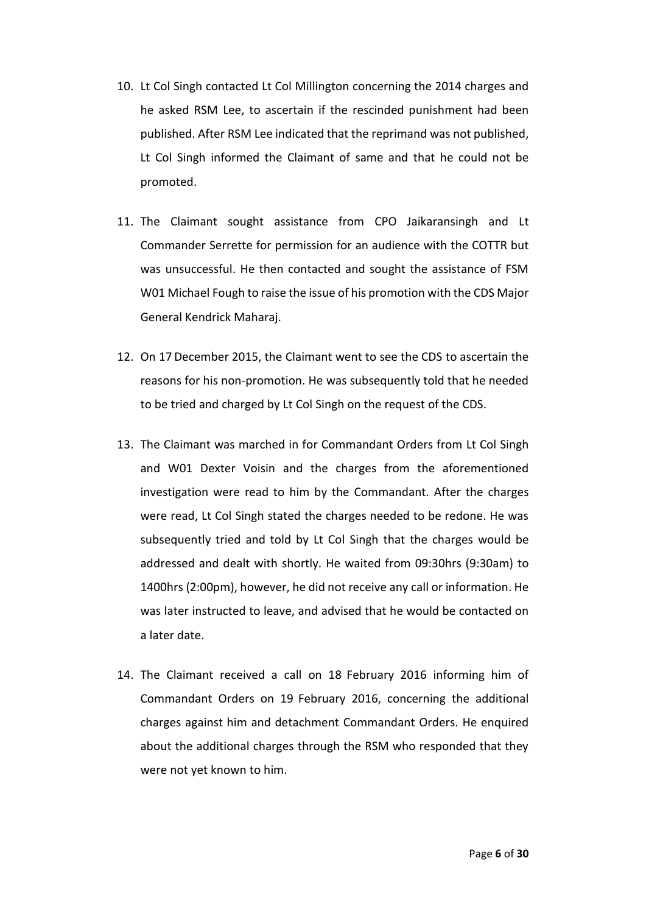10. Lt Col Singh contacted Lt Col Millington concerning the 2014 charges and he asked RSM Lee, to ascertain if the rescinded punishment had been published. After RSM Lee indicated that the reprimand was not published, Lt Col Singh informed the Claimant of same and that he could not be promoted.

11. The Claimant sought assistance from CPO Jaikaransingh and Lt Commander Serrette for permission for an audience with the COTTR but was unsuccessful. He then contacted and sought the assistance of FSM W01 Michael Fough to raise the issue of his promotion with the CDS Major General Kendrick Maharaj.

12. On 17 December 2015, the Claimant went to see the CDS to ascertain the reasons for his non-promotion. He was subsequently told that he needed to be tried and charged by Lt Col Singh on the request of the CDS.

13. The Claimant was marched in for Commandant Orders from Lt Col Singh and W01 Dexter Voisin and the charges from the aforementioned investigation were read to him by the Commandant. After the charges were read, Lt Col Singh stated the charges needed to be redone. He was subsequently tried and told by Lt Col Singh that the charges would be addressed and dealt with shortly. He waited from 09:30hrs (9:30am) to 1400hrs (2:00pm), however, he did not receive any call or information. He was later instructed to leave, and advised that he would be contacted on a later date.

14. The Claimant received a call on 18 February 2016 informing him of Commandant Orders on 19 February 2016, concerning the additional charges against him and detachment Commandant Orders. He enquired about the additional charges through the RSM who responded that they were not yet known to him.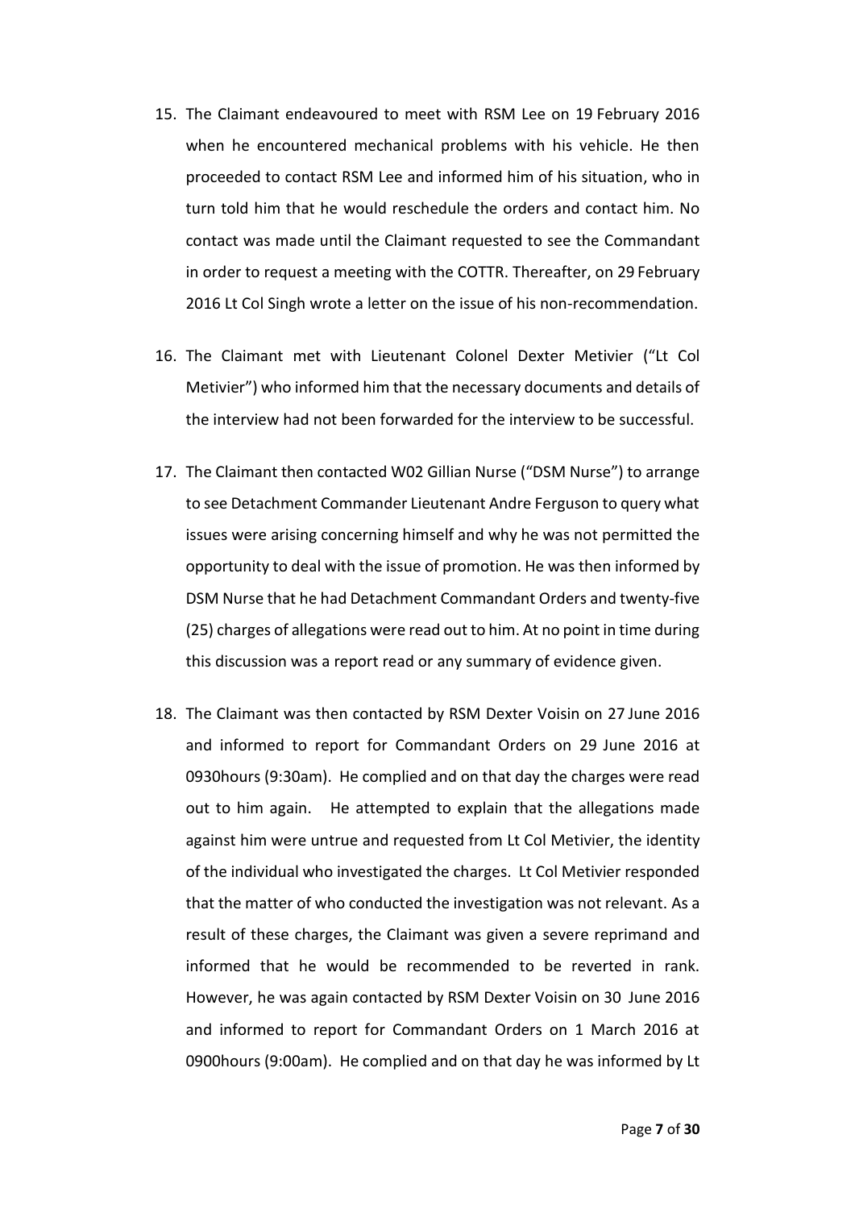15. The Claimant endeavoured to meet with RSM Lee on 19 February 2016 when he encountered mechanical problems with his vehicle. He then proceeded to contact RSM Lee and informed him of his situation, who in turn told him that he would reschedule the orders and contact him. No contact was made until the Claimant requested to see the Commandant in order to request a meeting with the COTTR. Thereafter, on 29 February 2016 Lt Col Singh wrote a letter on the issue of his non-recommendation.

16. The Claimant met with Lieutenant Colonel Dexter Metivier ("Lt Col Metivier") who informed him that the necessary documents and details of the interview had not been forwarded for the interview to be successful.

17. The Claimant then contacted W02 Gillian Nurse ("DSM Nurse") to arrange to see Detachment Commander Lieutenant Andre Ferguson to query what issues were arising concerning himself and why he was not permitted the opportunity to deal with the issue of promotion. He was then informed by DSM Nurse that he had Detachment Commandant Orders and twenty-five (25) charges of allegations were read out to him. At no point in time during this discussion was a report read or any summary of evidence given.

18. The Claimant was then contacted by RSM Dexter Voisin on 27 June 2016 and informed to report for Commandant Orders on 29 June 2016 at 0930hours (9:30am). He complied and on that day the charges were read out to him again. He attempted to explain that the allegations made against him were untrue and requested from Lt Col Metivier, the identity of the individual who investigated the charges. Lt Col Metivier responded that the matter of who conducted the investigation was not relevant. As a result of these charges, the Claimant was given a severe reprimand and informed that he would be recommended to be reverted in rank. However, he was again contacted by RSM Dexter Voisin on 30 June 2016 and informed to report for Commandant Orders on 1 March 2016 at 0900hours (9:00am). He complied and on that day he was informed by Lt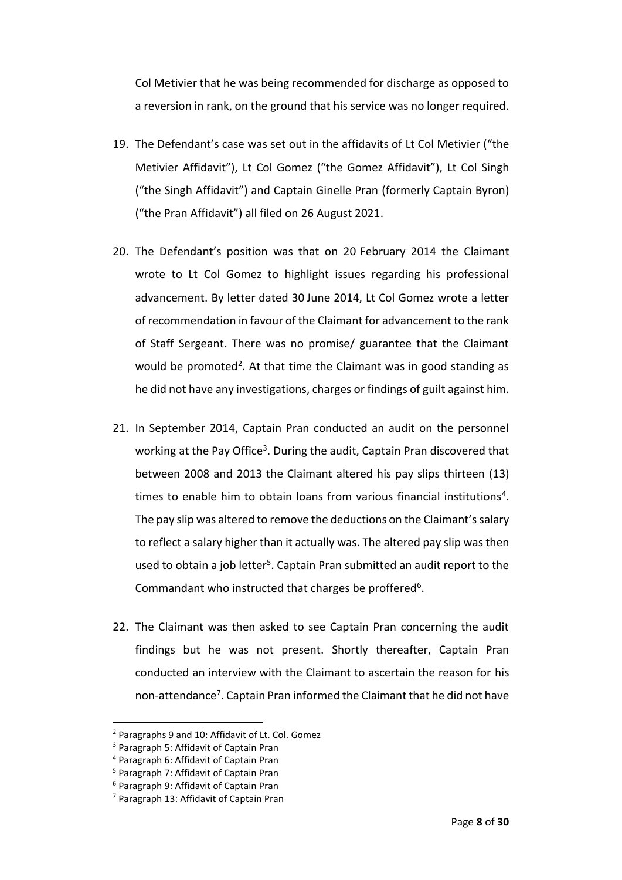Col Metivier that he was being recommended for discharge as opposed to a reversion in rank, on the ground that his service was no longer required.

19. The Defendant's case was set out in the affidavits of Lt Col Metivier ("the Metivier Affidavit"), Lt Col Gomez ("the Gomez Affidavit"), Lt Col Singh ("the Singh Affidavit") and Captain Ginelle Pran (formerly Captain Byron) ("the Pran Affidavit") all filed on 26 August 2021.

20. The Defendant's position was that on 20 February 2014 the Claimant wrote to Lt Col Gomez to highlight issues regarding his professional advancement. By letter dated 30 June 2014, Lt Col Gomez wrote a letter of recommendation in favour of the Claimant for advancement to the rank of Staff Sergeant. There was no promise/ guarantee that the Claimant would be promoted[2]. At that time the Claimant was in good standing as he did not have any investigations, charges or findings of guilt against him.

21. In September 2014, Captain Pran conducted an audit on the personnel working at the Pay Office[3]. During the audit, Captain Pran discovered that between 2008 and 2013 the Claimant altered his pay slips thirteen (13) times to enable him to obtain loans from various financial institutions[4]. The pay slip was altered to remove the deductions on the Claimant's salary to reflect a salary higher than it actually was. The altered pay slip was then used to obtain a job letter[5]. Captain Pran submitted an audit report to the Commandant who instructed that charges be proffered[6].

22. The Claimant was then asked to see Captain Pran concerning the audit findings but he was not present. Shortly thereafter, Captain Pran conducted an interview with the Claimant to ascertain the reason for his non-attendance[7]. Captain Pran informed the Claimant that he did not have

---

[2] Paragraphs 9 and 10: Affidavit of Lt. Col. Gomez

[3] Paragraph 5: Affidavit of Captain Pran

[4] Paragraph 6: Affidavit of Captain Pran

[5] Paragraph 7: Affidavit of Captain Pran

[6] Paragraph 9: Affidavit of Captain Pran

[7] Paragraph 13: Affidavit of Captain Pran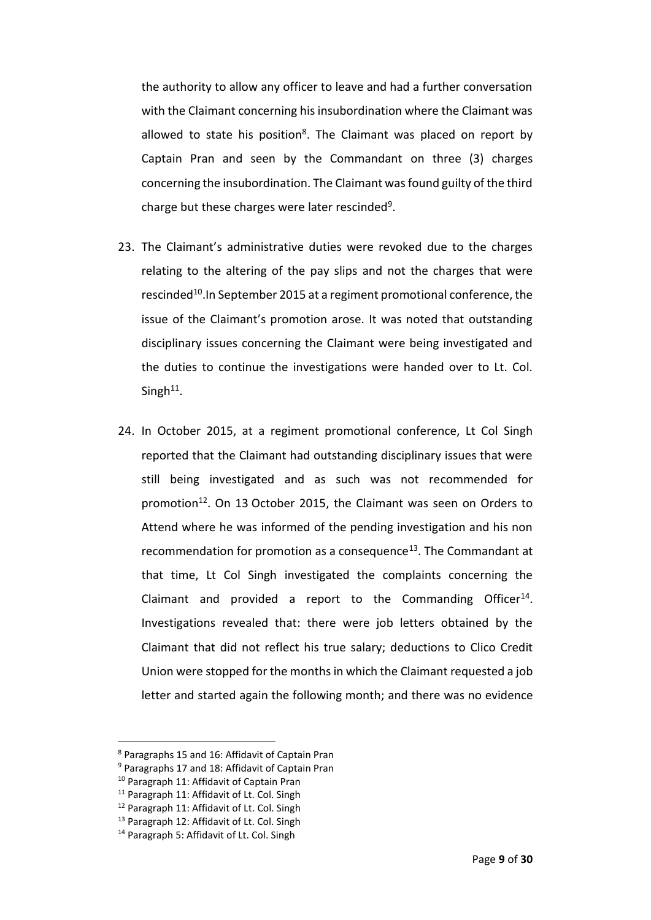the authority to allow any officer to leave and had a further conversation with the Claimant concerning his insubordination where the Claimant was allowed to state his position[8]. The Claimant was placed on report by Captain Pran and seen by the Commandant on three (3) charges concerning the insubordination. The Claimant was found guilty of the third charge but these charges were later rescinded[9].

23. The Claimant's administrative duties were revoked due to the charges relating to the altering of the pay slips and not the charges that were rescinded[10].In September 2015 at a regiment promotional conference, the issue of the Claimant's promotion arose. It was noted that outstanding disciplinary issues concerning the Claimant were being investigated and the duties to continue the investigations were handed over to Lt. Col. Singh[11].

24. In October 2015, at a regiment promotional conference, Lt Col Singh reported that the Claimant had outstanding disciplinary issues that were still being investigated and as such was not recommended for promotion[12]. On 13 October 2015, the Claimant was seen on Orders to Attend where he was informed of the pending investigation and his non recommendation for promotion as a consequence[13]. The Commandant at that time, Lt Col Singh investigated the complaints concerning the Claimant and provided a report to the Commanding Officer[14]. Investigations revealed that: there were job letters obtained by the Claimant that did not reflect his true salary; deductions to Clico Credit Union were stopped for the months in which the Claimant requested a job letter and started again the following month; and there was no evidence

---

[8] Paragraphs 15 and 16: Affidavit of Captain Pran

[9] Paragraphs 17 and 18: Affidavit of Captain Pran

[10] Paragraph 11: Affidavit of Captain Pran

[11] Paragraph 11: Affidavit of Lt. Col. Singh

[12] Paragraph 11: Affidavit of Lt. Col. Singh

[13] Paragraph 12: Affidavit of Lt. Col. Singh

[14] Paragraph 5: Affidavit of Lt. Col. Singh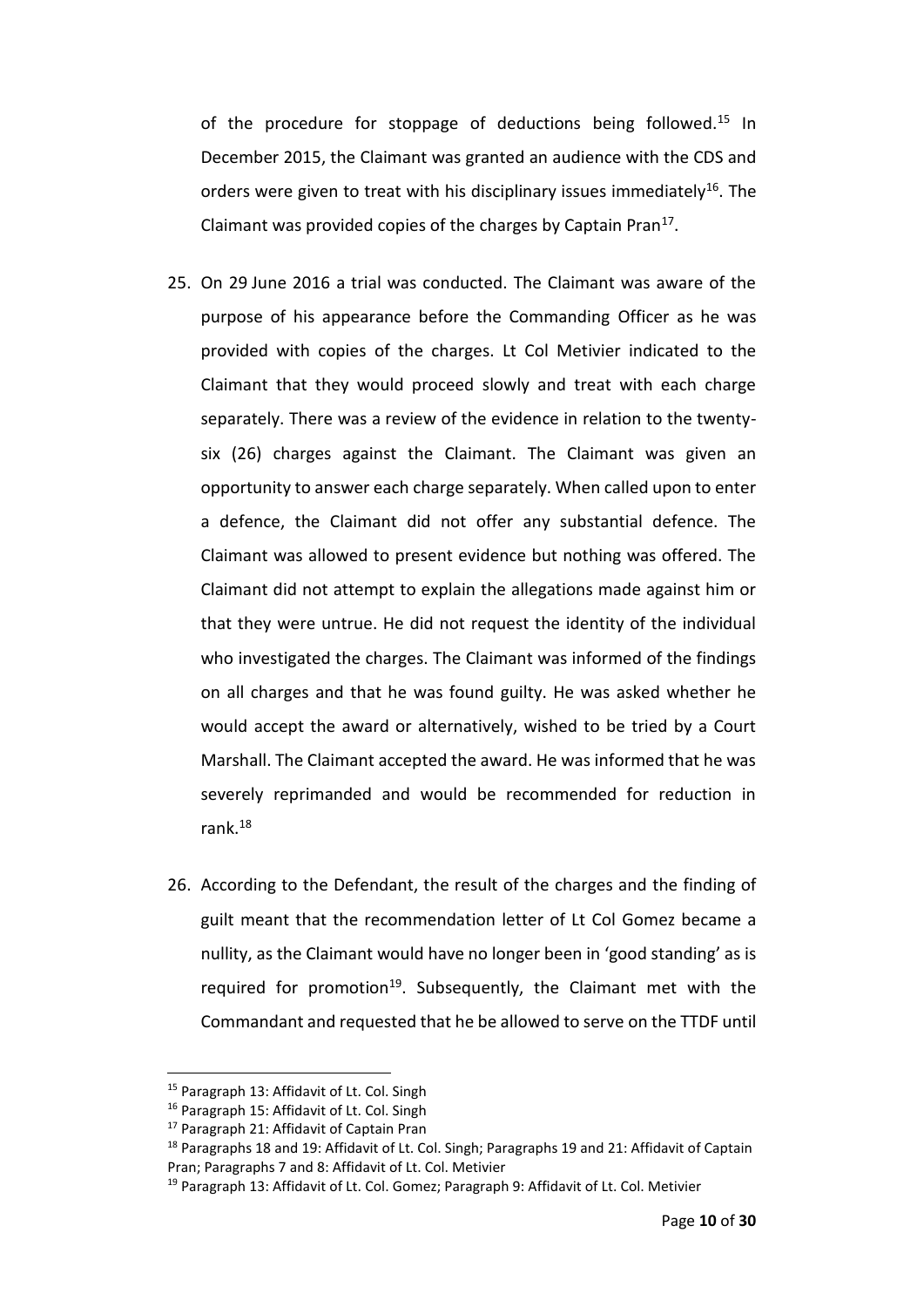of the procedure for stoppage of deductions being followed.[15] In December 2015, the Claimant was granted an audience with the CDS and orders were given to treat with his disciplinary issues immediately[16]. The Claimant was provided copies of the charges by Captain Pran[17].

25. On 29 June 2016 a trial was conducted. The Claimant was aware of the purpose of his appearance before the Commanding Officer as he was provided with copies of the charges. Lt Col Metivier indicated to the Claimant that they would proceed slowly and treat with each charge separately. There was a review of the evidence in relation to the twenty-six (26) charges against the Claimant. The Claimant was given an opportunity to answer each charge separately. When called upon to enter a defence, the Claimant did not offer any substantial defence. The Claimant was allowed to present evidence but nothing was offered. The Claimant did not attempt to explain the allegations made against him or that they were untrue. He did not request the identity of the individual who investigated the charges. The Claimant was informed of the findings on all charges and that he was found guilty. He was asked whether he would accept the award or alternatively, wished to be tried by a Court Marshall. The Claimant accepted the award. He was informed that he was severely reprimanded and would be recommended for reduction in rank.[18]

26. According to the Defendant, the result of the charges and the finding of guilt meant that the recommendation letter of Lt Col Gomez became a nullity, as the Claimant would have no longer been in 'good standing' as is required for promotion[19]. Subsequently, the Claimant met with the Commandant and requested that he be allowed to serve on the TTDF until

---

[15] Paragraph 13: Affidavit of Lt. Col. Singh

[16] Paragraph 15: Affidavit of Lt. Col. Singh

[17] Paragraph 21: Affidavit of Captain Pran

[18] Paragraphs 18 and 19: Affidavit of Lt. Col. Singh; Paragraphs 19 and 21: Affidavit of Captain Pran; Paragraphs 7 and 8: Affidavit of Lt. Col. Metivier

[19] Paragraph 13: Affidavit of Lt. Col. Gomez; Paragraph 9: Affidavit of Lt. Col. Metivier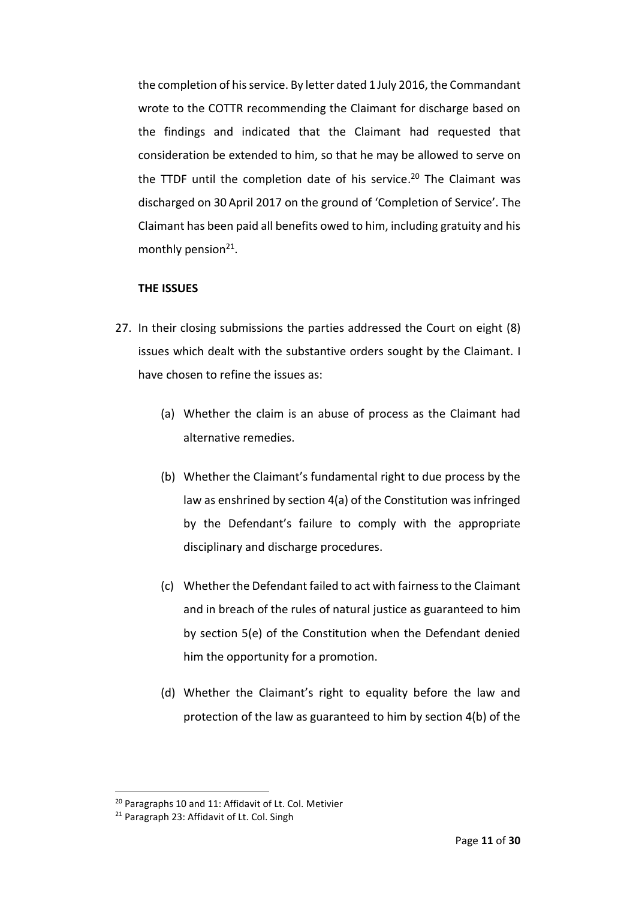the completion of his service. By letter dated 1 July 2016, the Commandant wrote to the COTTR recommending the Claimant for discharge based on the findings and indicated that the Claimant had requested that consideration be extended to him, so that he may be allowed to serve on the TTDF until the completion date of his service.[20] The Claimant was discharged on 30 April 2017 on the ground of 'Completion of Service'. The Claimant has been paid all benefits owed to him, including gratuity and his monthly pension[21].

**THE ISSUES**

27. In their closing submissions the parties addressed the Court on eight (8) issues which dealt with the substantive orders sought by the Claimant. I have chosen to refine the issues as:

    (a) Whether the claim is an abuse of process as the Claimant had alternative remedies.

    (b) Whether the Claimant's fundamental right to due process by the law as enshrined by section 4(a) of the Constitution was infringed by the Defendant's failure to comply with the appropriate disciplinary and discharge procedures.

    (c) Whether the Defendant failed to act with fairness to the Claimant and in breach of the rules of natural justice as guaranteed to him by section 5(e) of the Constitution when the Defendant denied him the opportunity for a promotion.

    (d) Whether the Claimant's right to equality before the law and protection of the law as guaranteed to him by section 4(b) of the

---

[20] Paragraphs 10 and 11: Affidavit of Lt. Col. Metivier

[21] Paragraph 23: Affidavit of Lt. Col. Singh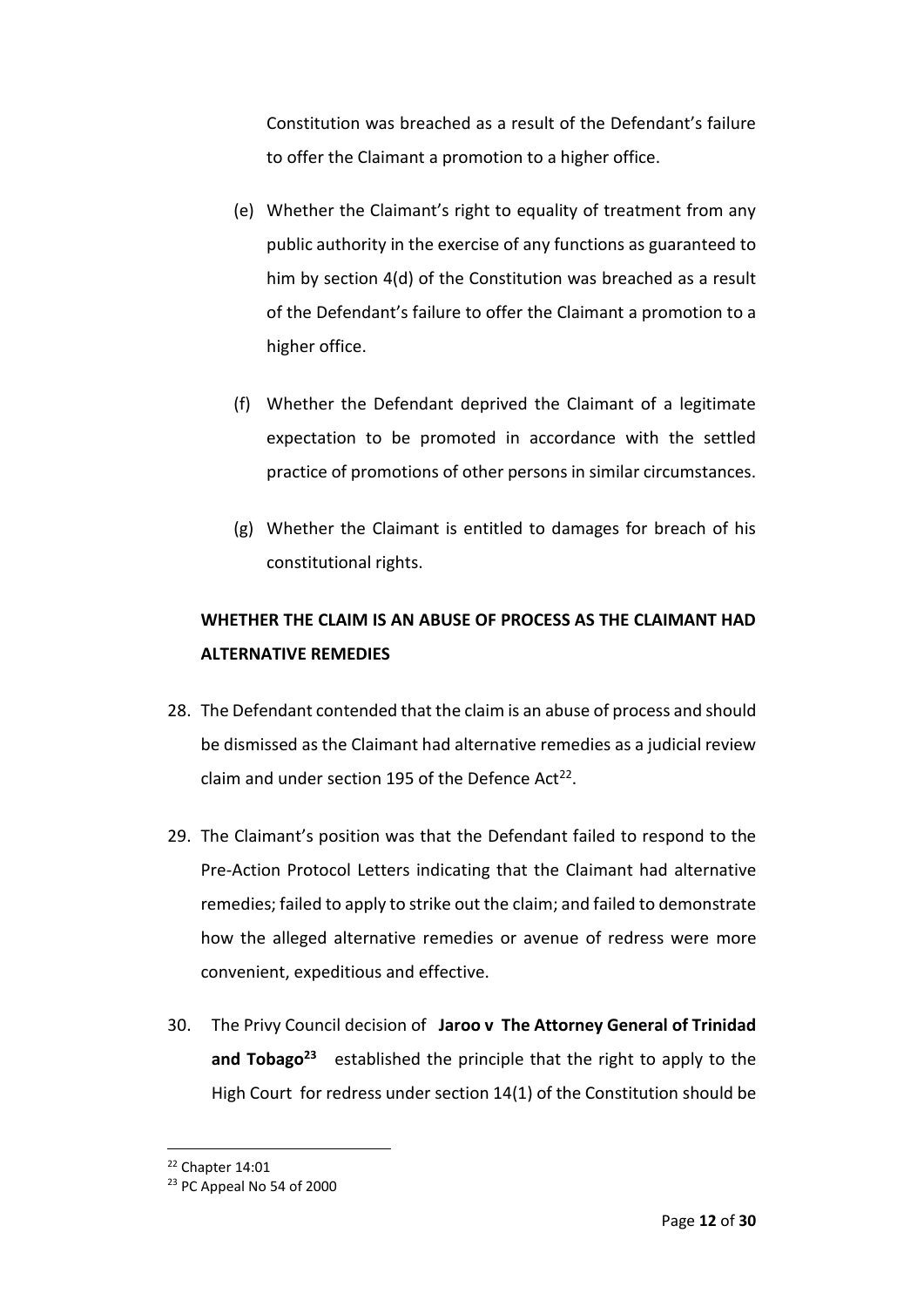Constitution was breached as a result of the Defendant's failure to offer the Claimant a promotion to a higher office.

(e) Whether the Claimant's right to equality of treatment from any public authority in the exercise of any functions as guaranteed to him by section 4(d) of the Constitution was breached as a result of the Defendant's failure to offer the Claimant a promotion to a higher office.

(f) Whether the Defendant deprived the Claimant of a legitimate expectation to be promoted in accordance with the settled practice of promotions of other persons in similar circumstances.

(g) Whether the Claimant is entitled to damages for breach of his constitutional rights.

**WHETHER THE CLAIM IS AN ABUSE OF PROCESS AS THE CLAIMANT HAD ALTERNATIVE REMEDIES**

28. The Defendant contended that the claim is an abuse of process and should be dismissed as the Claimant had alternative remedies as a judicial review claim and under section 195 of the Defence Act[22].

29. The Claimant's position was that the Defendant failed to respond to the Pre-Action Protocol Letters indicating that the Claimant had alternative remedies; failed to apply to strike out the claim; and failed to demonstrate how the alleged alternative remedies or avenue of redress were more convenient, expeditious and effective.

30. The Privy Council decision of **Jaroo v The Attorney General of Trinidad and Tobago**[23] established the principle that the right to apply to the High Court for redress under section 14(1) of the Constitution should be

[22] Chapter 14:01

[23] PC Appeal No 54 of 2000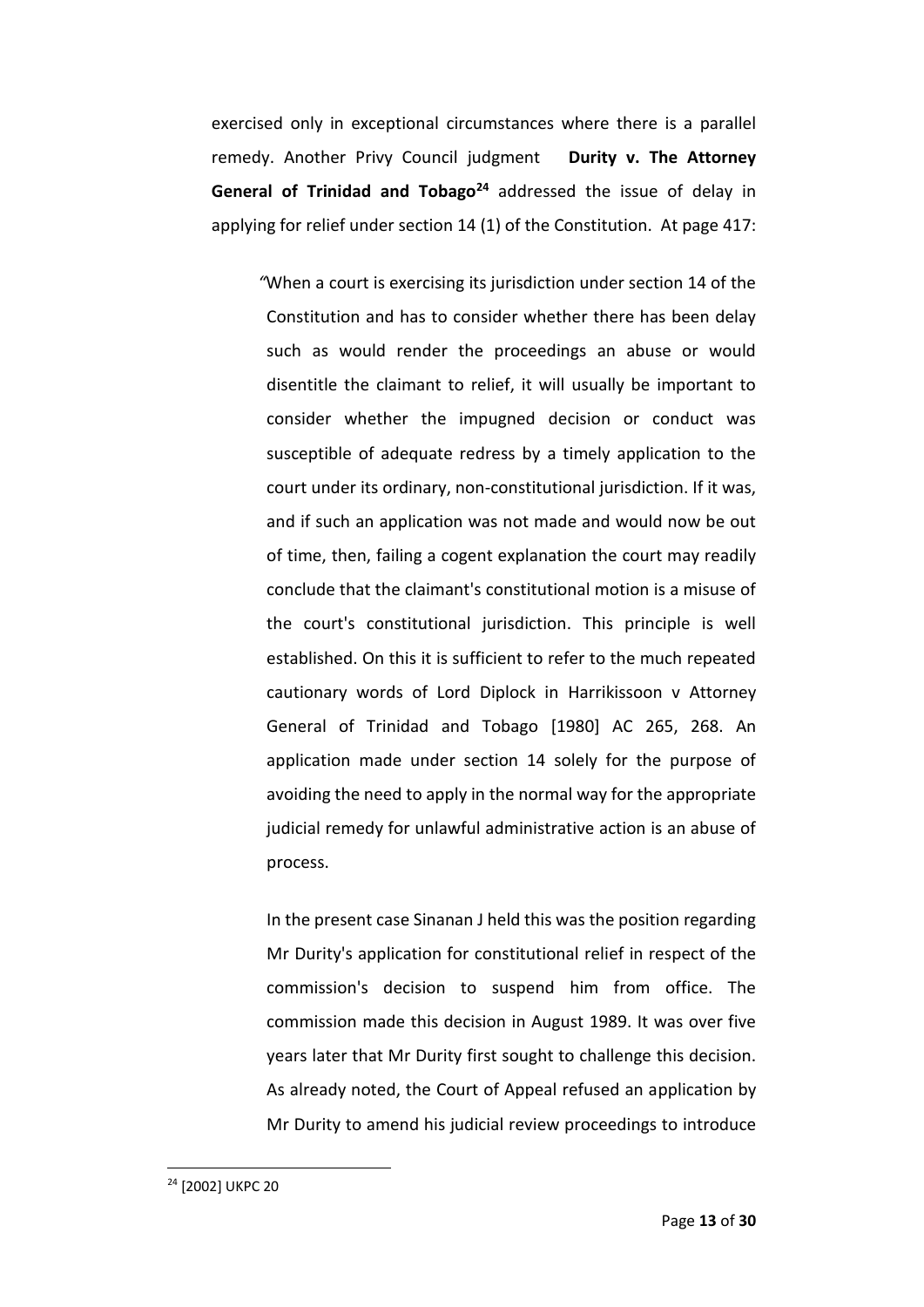exercised only in exceptional circumstances where there is a parallel remedy. Another Privy Council judgment **Durity v. The Attorney General of Trinidad and Tobago**[24] addressed the issue of delay in applying for relief under section 14 (1) of the Constitution. At page 417:

> "When a court is exercising its jurisdiction under section 14 of the Constitution and has to consider whether there has been delay such as would render the proceedings an abuse or would disentitle the claimant to relief, it will usually be important to consider whether the impugned decision or conduct was susceptible of adequate redress by a timely application to the court under its ordinary, non-constitutional jurisdiction. If it was, and if such an application was not made and would now be out of time, then, failing a cogent explanation the court may readily conclude that the claimant's constitutional motion is a misuse of the court's constitutional jurisdiction. This principle is well established. On this it is sufficient to refer to the much repeated cautionary words of Lord Diplock in Harrikissoon v Attorney General of Trinidad and Tobago [1980] AC 265, 268. An application made under section 14 solely for the purpose of avoiding the need to apply in the normal way for the appropriate judicial remedy for unlawful administrative action is an abuse of process.
>
> In the present case Sinanan J held this was the position regarding Mr Durity's application for constitutional relief in respect of the commission's decision to suspend him from office. The commission made this decision in August 1989. It was over five years later that Mr Durity first sought to challenge this decision. As already noted, the Court of Appeal refused an application by Mr Durity to amend his judicial review proceedings to introduce

[24] [2002] UKPC 20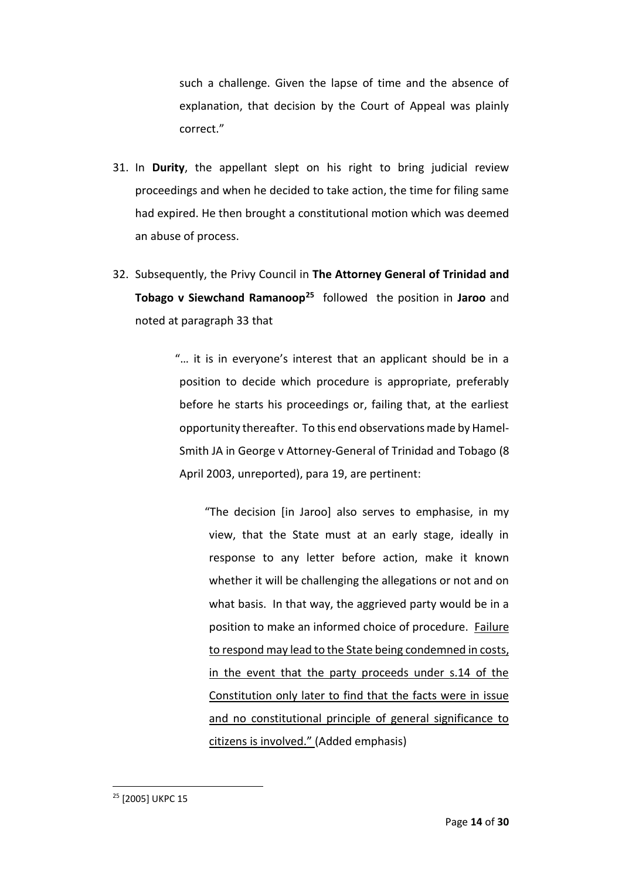> such a challenge. Given the lapse of time and the absence of explanation, that decision by the Court of Appeal was plainly correct."

31. In **Durity**, the appellant slept on his right to bring judicial review proceedings and when he decided to take action, the time for filing same had expired. He then brought a constitutional motion which was deemed an abuse of process.

32. Subsequently, the Privy Council in **The Attorney General of Trinidad and Tobago v Siewchand Ramanoop**[25] followed the position in **Jaroo** and noted at paragraph 33 that

> "… it is in everyone's interest that an applicant should be in a position to decide which procedure is appropriate, preferably before he starts his proceedings or, failing that, at the earliest opportunity thereafter. To this end observations made by Hamel-Smith JA in George v Attorney-General of Trinidad and Tobago (8 April 2003, unreported), para 19, are pertinent:
>
> > "The decision [in Jaroo] also serves to emphasise, in my view, that the State must at an early stage, ideally in response to any letter before action, make it known whether it will be challenging the allegations or not and on what basis. In that way, the aggrieved party would be in a position to make an informed choice of procedure. <u>Failure to respond may lead to the State being condemned in costs, in the event that the party proceeds under s.14 of the Constitution only later to find that the facts were in issue and no constitutional principle of general significance to citizens is involved."</u> (Added emphasis)

---

[25] [2005] UKPC 15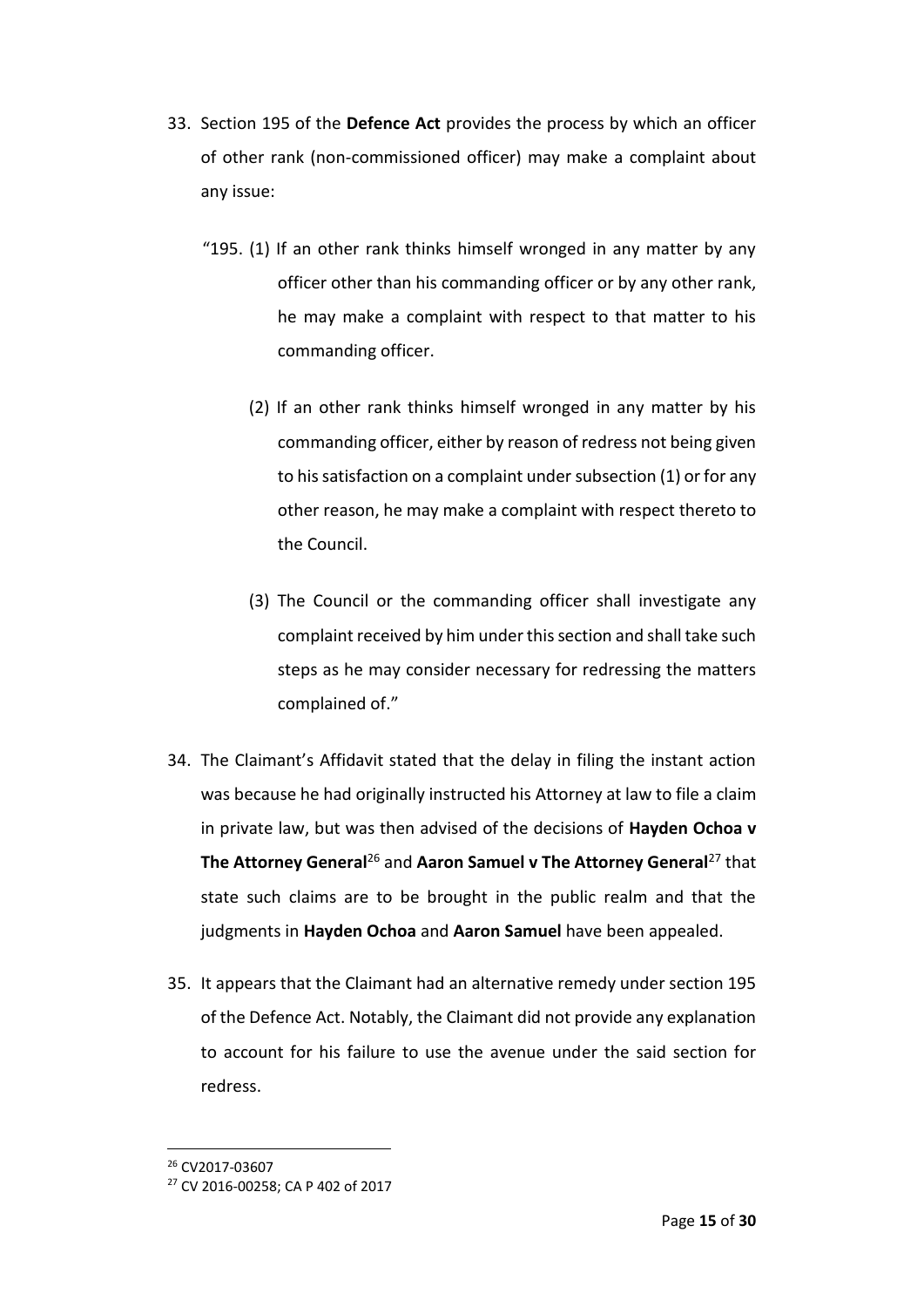33. Section 195 of the **Defence Act** provides the process by which an officer of other rank (non-commissioned officer) may make a complaint about any issue:

    "195. (1) If an other rank thinks himself wronged in any matter by any officer other than his commanding officer or by any other rank, he may make a complaint with respect to that matter to his commanding officer.

    (2) If an other rank thinks himself wronged in any matter by his commanding officer, either by reason of redress not being given to his satisfaction on a complaint under subsection (1) or for any other reason, he may make a complaint with respect thereto to the Council.

    (3) The Council or the commanding officer shall investigate any complaint received by him under this section and shall take such steps as he may consider necessary for redressing the matters complained of."

34. The Claimant's Affidavit stated that the delay in filing the instant action was because he had originally instructed his Attorney at law to file a claim in private law, but was then advised of the decisions of **Hayden Ochoa v The Attorney General**[26] and **Aaron Samuel v The Attorney General**[27] that state such claims are to be brought in the public realm and that the judgments in **Hayden Ochoa** and **Aaron Samuel** have been appealed.

35. It appears that the Claimant had an alternative remedy under section 195 of the Defence Act. Notably, the Claimant did not provide any explanation to account for his failure to use the avenue under the said section for redress.

---

[26] CV2017-03607

[27] CV 2016-00258; CA P 402 of 2017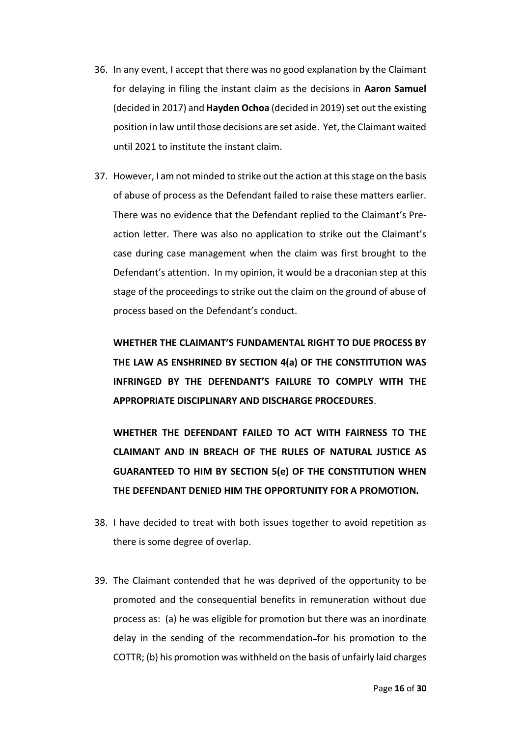36. In any event, I accept that there was no good explanation by the Claimant for delaying in filing the instant claim as the decisions in **Aaron Samuel** (decided in 2017) and **Hayden Ochoa** (decided in 2019) set out the existing position in law until those decisions are set aside. Yet, the Claimant waited until 2021 to institute the instant claim.

37. However, I am not minded to strike out the action at this stage on the basis of abuse of process as the Defendant failed to raise these matters earlier. There was no evidence that the Defendant replied to the Claimant's Pre-action letter. There was also no application to strike out the Claimant's case during case management when the claim was first brought to the Defendant's attention. In my opinion, it would be a draconian step at this stage of the proceedings to strike out the claim on the ground of abuse of process based on the Defendant's conduct.

**WHETHER THE CLAIMANT'S FUNDAMENTAL RIGHT TO DUE PROCESS BY THE LAW AS ENSHRINED BY SECTION 4(a) OF THE CONSTITUTION WAS INFRINGED BY THE DEFENDANT'S FAILURE TO COMPLY WITH THE APPROPRIATE DISCIPLINARY AND DISCHARGE PROCEDURES**.

**WHETHER THE DEFENDANT FAILED TO ACT WITH FAIRNESS TO THE CLAIMANT AND IN BREACH OF THE RULES OF NATURAL JUSTICE AS GUARANTEED TO HIM BY SECTION 5(e) OF THE CONSTITUTION WHEN THE DEFENDANT DENIED HIM THE OPPORTUNITY FOR A PROMOTION.**

38. I have decided to treat with both issues together to avoid repetition as there is some degree of overlap.

39. The Claimant contended that he was deprived of the opportunity to be promoted and the consequential benefits in remuneration without due process as: (a) he was eligible for promotion but there was an inordinate delay in the sending of the recommendation for his promotion to the COTTR; (b) his promotion was withheld on the basis of unfairly laid charges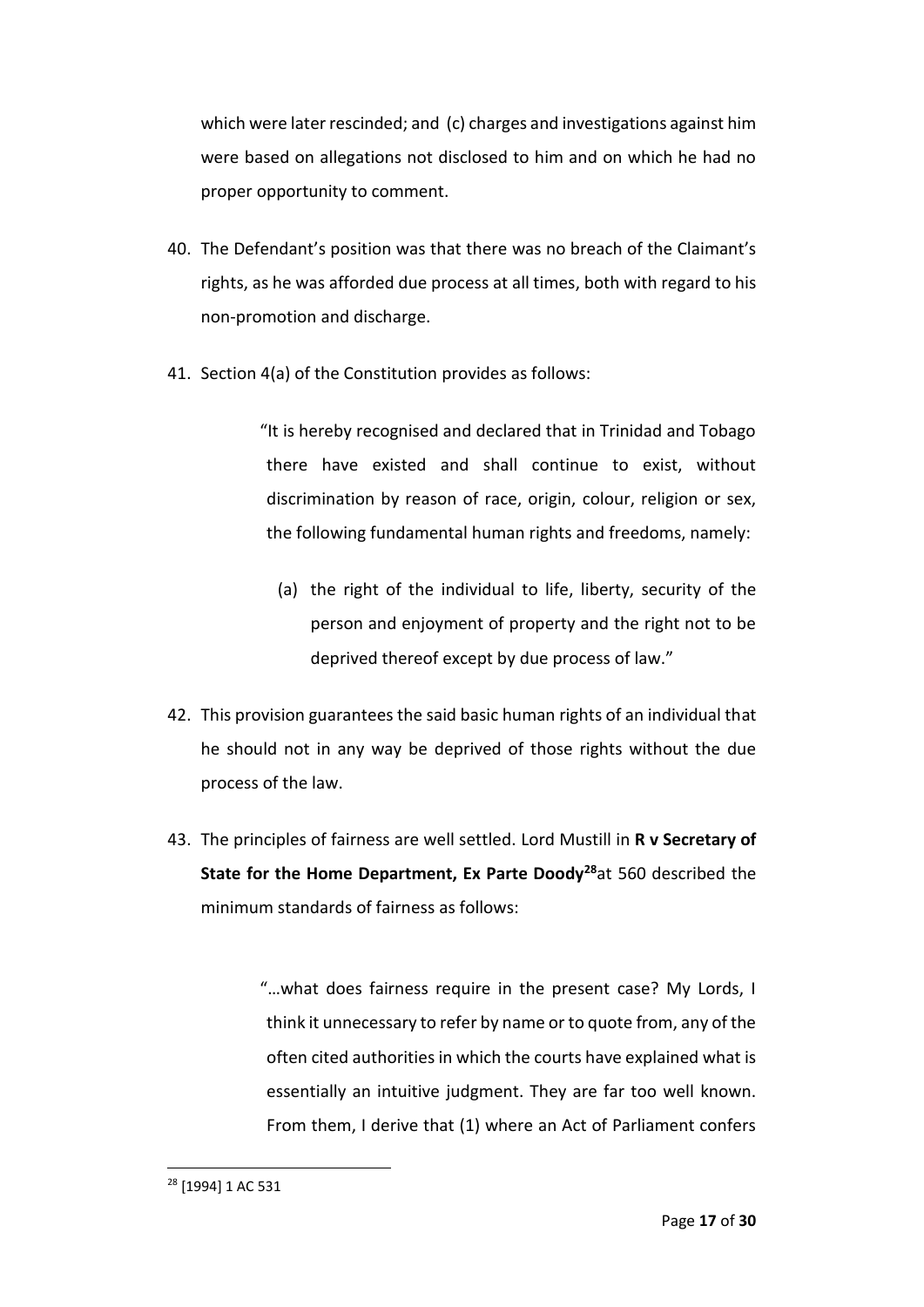which were later rescinded; and (c) charges and investigations against him were based on allegations not disclosed to him and on which he had no proper opportunity to comment.

40. The Defendant's position was that there was no breach of the Claimant's rights, as he was afforded due process at all times, both with regard to his non-promotion and discharge.

41. Section 4(a) of the Constitution provides as follows:

> "It is hereby recognised and declared that in Trinidad and Tobago there have existed and shall continue to exist, without discrimination by reason of race, origin, colour, religion or sex, the following fundamental human rights and freedoms, namely:
>
> (a) the right of the individual to life, liberty, security of the person and enjoyment of property and the right not to be deprived thereof except by due process of law."

42. This provision guarantees the said basic human rights of an individual that he should not in any way be deprived of those rights without the due process of the law.

43. The principles of fairness are well settled. Lord Mustill in **R v Secretary of State for the Home Department, Ex Parte Doody**[28] at 560 described the minimum standards of fairness as follows:

> "…what does fairness require in the present case? My Lords, I think it unnecessary to refer by name or to quote from, any of the often cited authorities in which the courts have explained what is essentially an intuitive judgment. They are far too well known. From them, I derive that (1) where an Act of Parliament confers

[28] [1994] 1 AC 531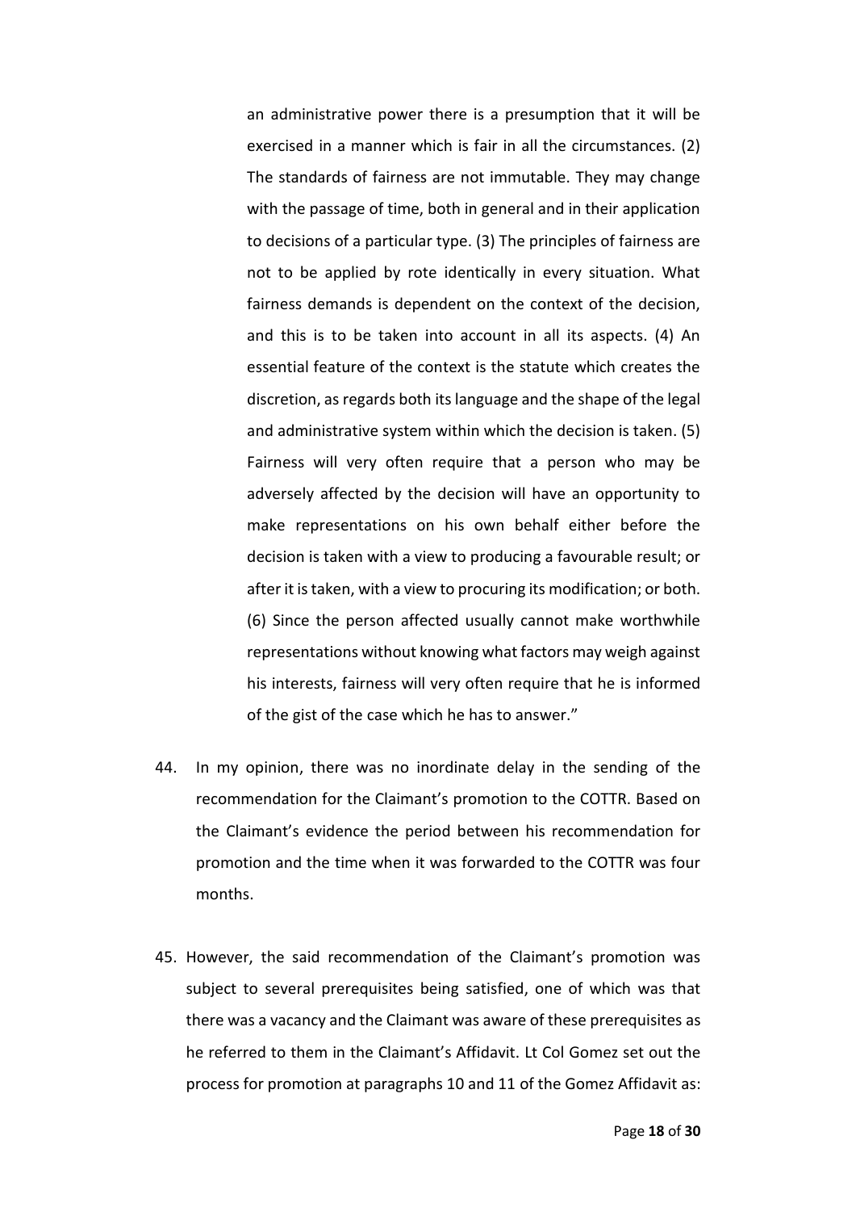> an administrative power there is a presumption that it will be exercised in a manner which is fair in all the circumstances. (2) The standards of fairness are not immutable. They may change with the passage of time, both in general and in their application to decisions of a particular type. (3) The principles of fairness are not to be applied by rote identically in every situation. What fairness demands is dependent on the context of the decision, and this is to be taken into account in all its aspects. (4) An essential feature of the context is the statute which creates the discretion, as regards both its language and the shape of the legal and administrative system within which the decision is taken. (5) Fairness will very often require that a person who may be adversely affected by the decision will have an opportunity to make representations on his own behalf either before the decision is taken with a view to producing a favourable result; or after it is taken, with a view to procuring its modification; or both. (6) Since the person affected usually cannot make worthwhile representations without knowing what factors may weigh against his interests, fairness will very often require that he is informed of the gist of the case which he has to answer."

44. In my opinion, there was no inordinate delay in the sending of the recommendation for the Claimant's promotion to the COTTR. Based on the Claimant's evidence the period between his recommendation for promotion and the time when it was forwarded to the COTTR was four months.

45. However, the said recommendation of the Claimant's promotion was subject to several prerequisites being satisfied, one of which was that there was a vacancy and the Claimant was aware of these prerequisites as he referred to them in the Claimant's Affidavit. Lt Col Gomez set out the process for promotion at paragraphs 10 and 11 of the Gomez Affidavit as: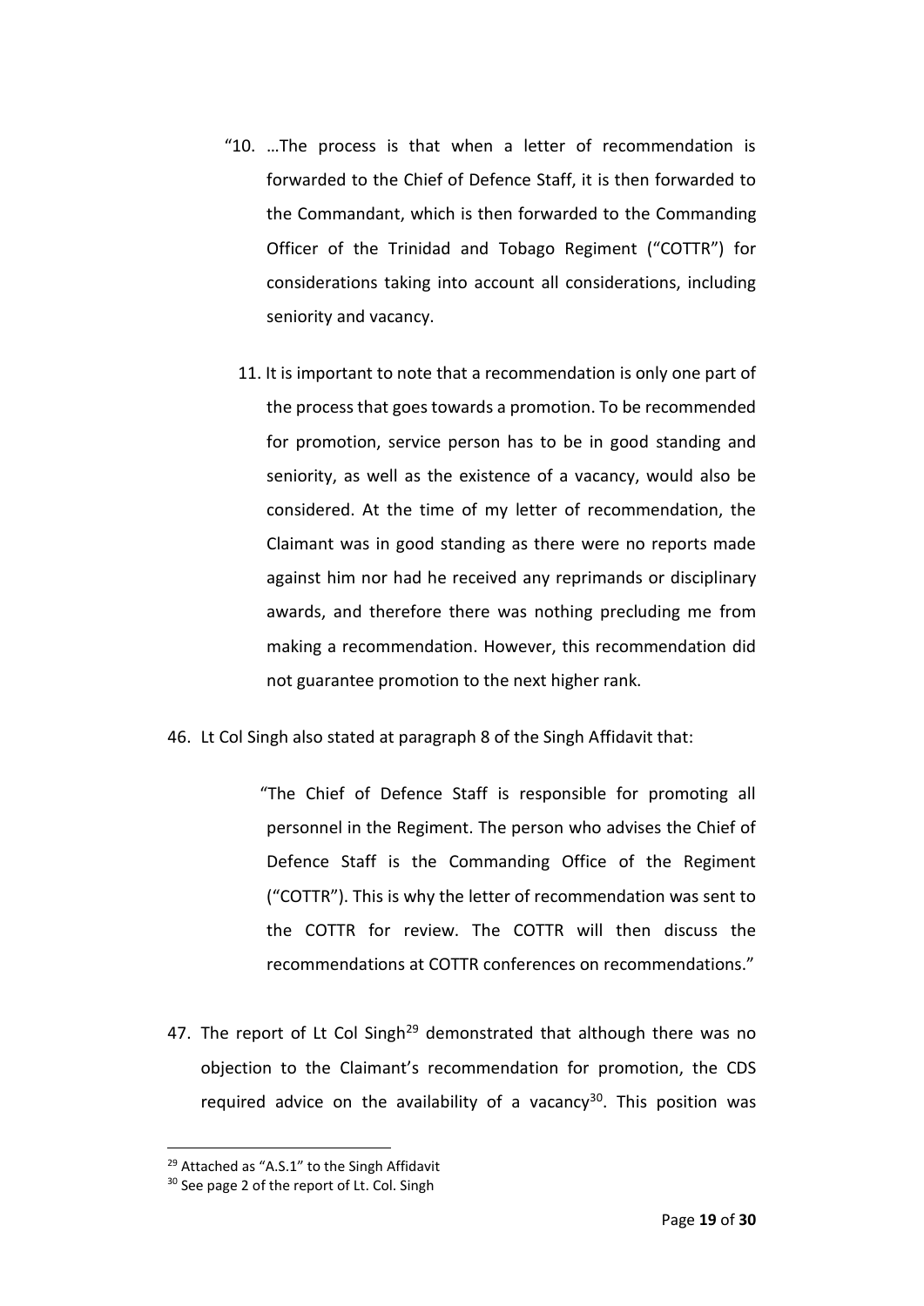> "10. …The process is that when a letter of recommendation is forwarded to the Chief of Defence Staff, it is then forwarded to the Commandant, which is then forwarded to the Commanding Officer of the Trinidad and Tobago Regiment ("COTTR") for considerations taking into account all considerations, including seniority and vacancy.
>
> 11. It is important to note that a recommendation is only one part of the process that goes towards a promotion. To be recommended for promotion, service person has to be in good standing and seniority, as well as the existence of a vacancy, would also be considered. At the time of my letter of recommendation, the Claimant was in good standing as there were no reports made against him nor had he received any reprimands or disciplinary awards, and therefore there was nothing precluding me from making a recommendation. However, this recommendation did not guarantee promotion to the next higher rank.

46. Lt Col Singh also stated at paragraph 8 of the Singh Affidavit that:

> "The Chief of Defence Staff is responsible for promoting all personnel in the Regiment. The person who advises the Chief of Defence Staff is the Commanding Office of the Regiment ("COTTR"). This is why the letter of recommendation was sent to the COTTR for review. The COTTR will then discuss the recommendations at COTTR conferences on recommendations."

47. The report of Lt Col Singh[29] demonstrated that although there was no objection to the Claimant's recommendation for promotion, the CDS required advice on the availability of a vacancy[30]. This position was

---

[29] Attached as "A.S.1" to the Singh Affidavit

[30] See page 2 of the report of Lt. Col. Singh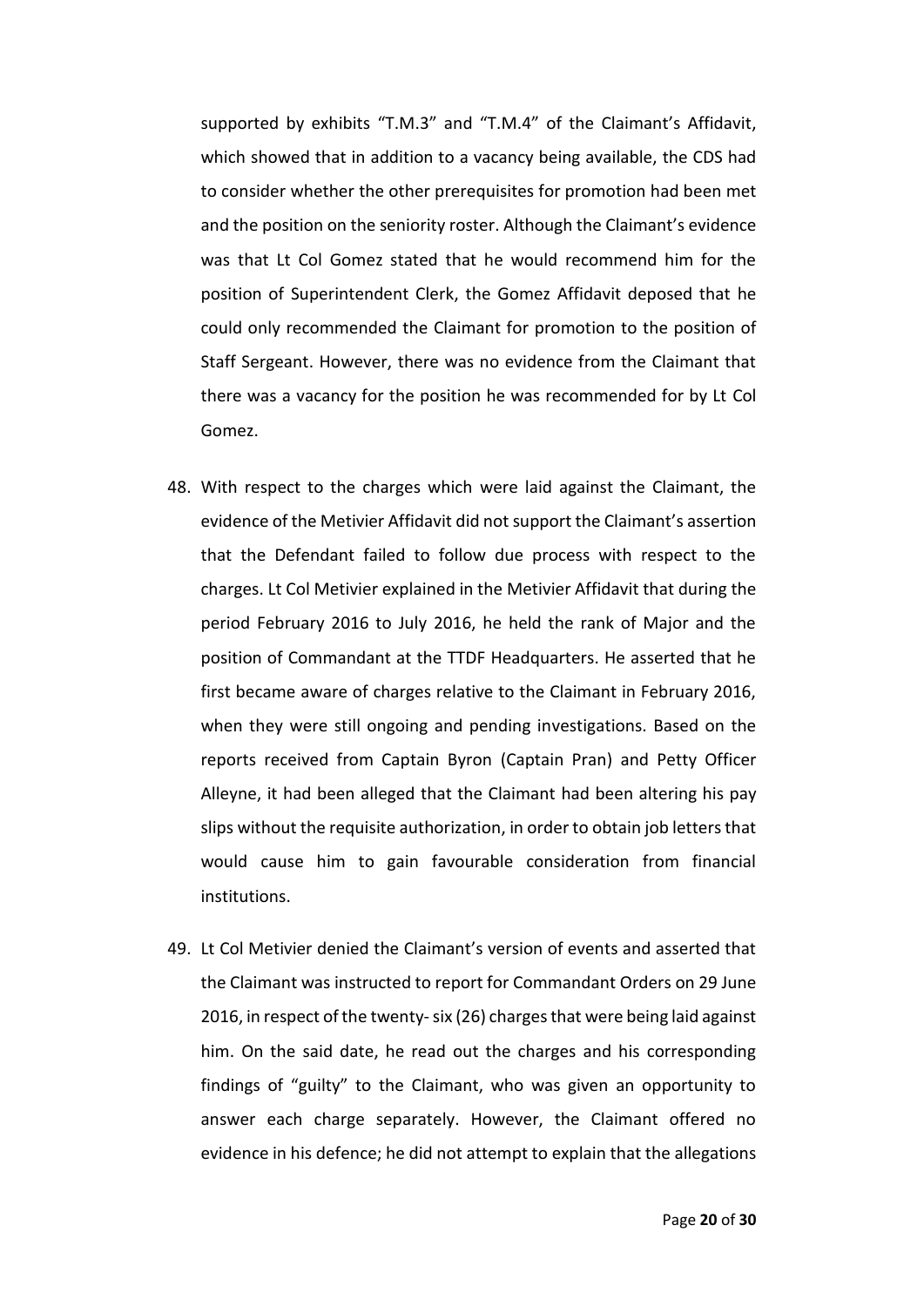supported by exhibits "T.M.3" and "T.M.4" of the Claimant's Affidavit, which showed that in addition to a vacancy being available, the CDS had to consider whether the other prerequisites for promotion had been met and the position on the seniority roster. Although the Claimant's evidence was that Lt Col Gomez stated that he would recommend him for the position of Superintendent Clerk, the Gomez Affidavit deposed that he could only recommended the Claimant for promotion to the position of Staff Sergeant. However, there was no evidence from the Claimant that there was a vacancy for the position he was recommended for by Lt Col Gomez.

48. With respect to the charges which were laid against the Claimant, the evidence of the Metivier Affidavit did not support the Claimant's assertion that the Defendant failed to follow due process with respect to the charges. Lt Col Metivier explained in the Metivier Affidavit that during the period February 2016 to July 2016, he held the rank of Major and the position of Commandant at the TTDF Headquarters. He asserted that he first became aware of charges relative to the Claimant in February 2016, when they were still ongoing and pending investigations. Based on the reports received from Captain Byron (Captain Pran) and Petty Officer Alleyne, it had been alleged that the Claimant had been altering his pay slips without the requisite authorization, in order to obtain job letters that would cause him to gain favourable consideration from financial institutions.

49. Lt Col Metivier denied the Claimant's version of events and asserted that the Claimant was instructed to report for Commandant Orders on 29 June 2016, in respect of the twenty- six (26) charges that were being laid against him. On the said date, he read out the charges and his corresponding findings of "guilty" to the Claimant, who was given an opportunity to answer each charge separately. However, the Claimant offered no evidence in his defence; he did not attempt to explain that the allegations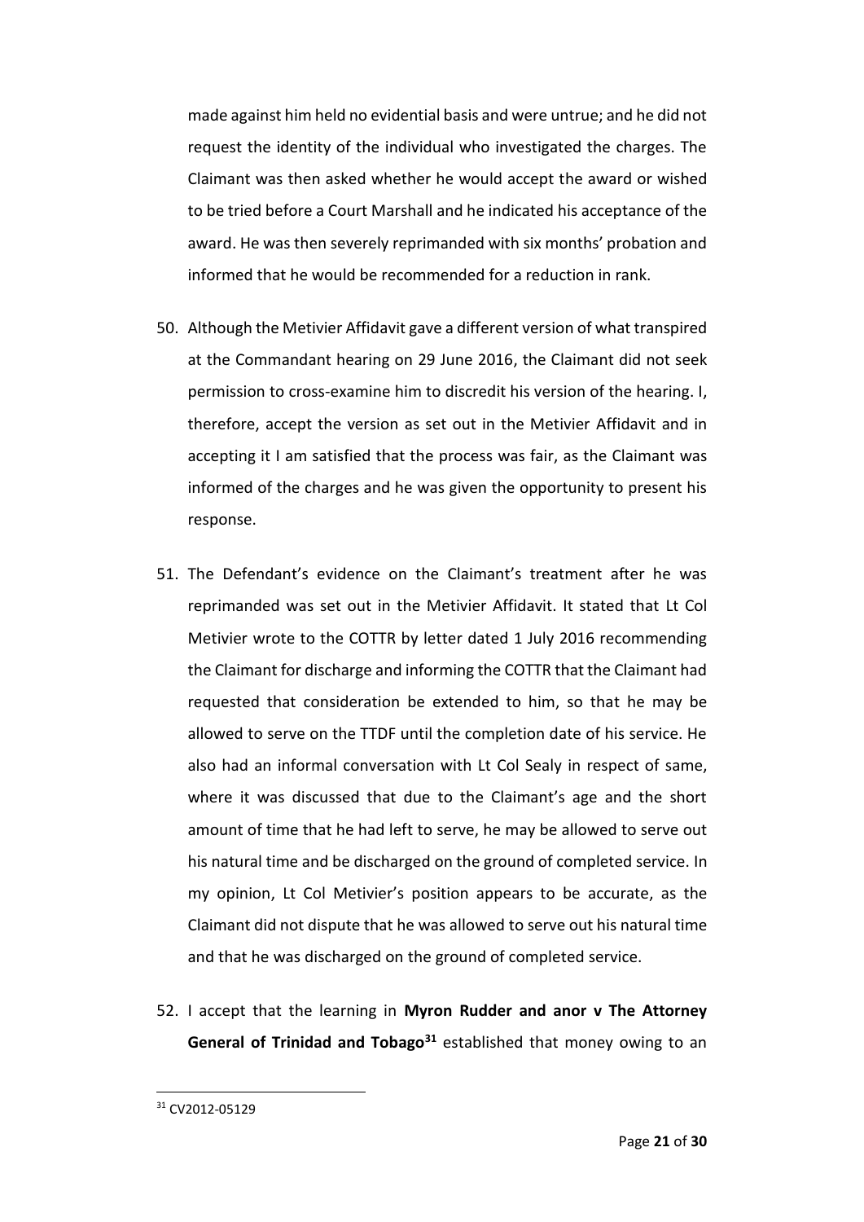made against him held no evidential basis and were untrue; and he did not request the identity of the individual who investigated the charges. The Claimant was then asked whether he would accept the award or wished to be tried before a Court Marshall and he indicated his acceptance of the award. He was then severely reprimanded with six months' probation and informed that he would be recommended for a reduction in rank.

50. Although the Metivier Affidavit gave a different version of what transpired at the Commandant hearing on 29 June 2016, the Claimant did not seek permission to cross-examine him to discredit his version of the hearing. I, therefore, accept the version as set out in the Metivier Affidavit and in accepting it I am satisfied that the process was fair, as the Claimant was informed of the charges and he was given the opportunity to present his response.

51. The Defendant's evidence on the Claimant's treatment after he was reprimanded was set out in the Metivier Affidavit. It stated that Lt Col Metivier wrote to the COTTR by letter dated 1 July 2016 recommending the Claimant for discharge and informing the COTTR that the Claimant had requested that consideration be extended to him, so that he may be allowed to serve on the TTDF until the completion date of his service. He also had an informal conversation with Lt Col Sealy in respect of same, where it was discussed that due to the Claimant's age and the short amount of time that he had left to serve, he may be allowed to serve out his natural time and be discharged on the ground of completed service. In my opinion, Lt Col Metivier's position appears to be accurate, as the Claimant did not dispute that he was allowed to serve out his natural time and that he was discharged on the ground of completed service.

52. I accept that the learning in **Myron Rudder and anor v The Attorney General of Trinidad and Tobago**[31] established that money owing to an

---

[31] CV2012-05129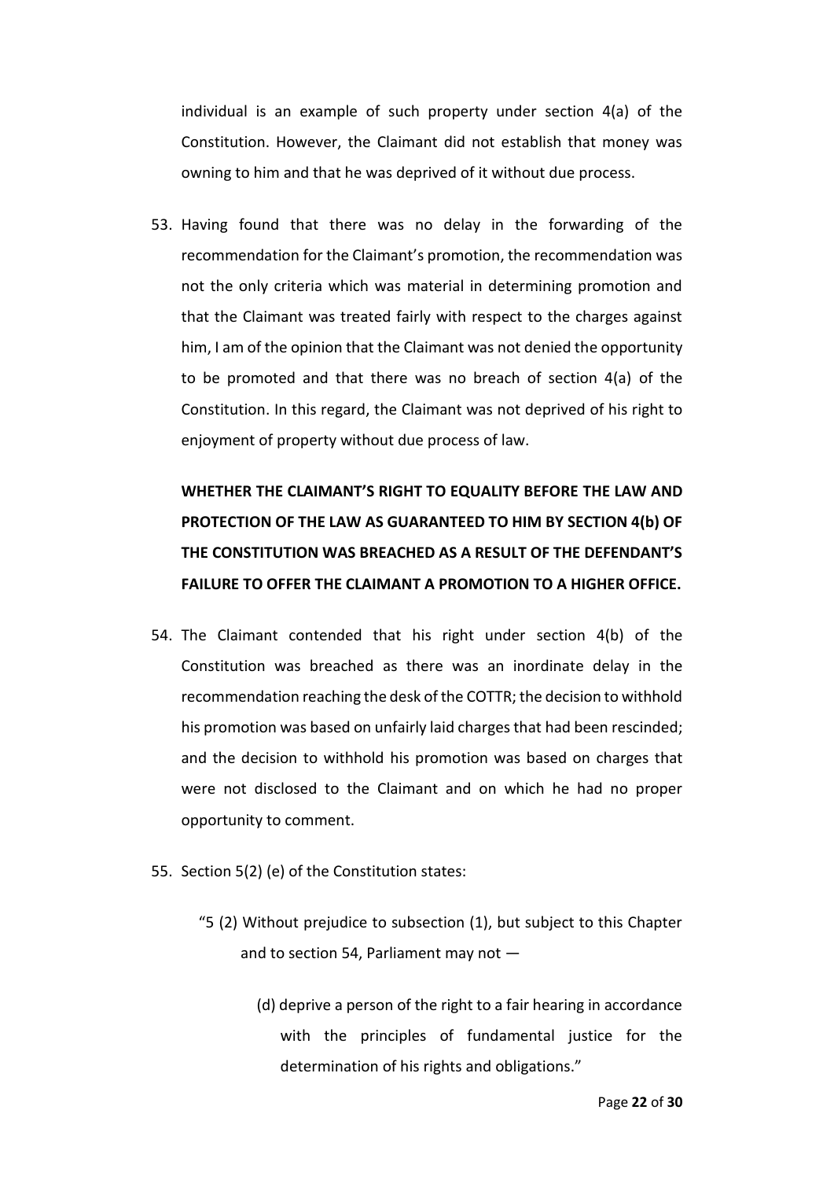individual is an example of such property under section 4(a) of the Constitution. However, the Claimant did not establish that money was owning to him and that he was deprived of it without due process.

53. Having found that there was no delay in the forwarding of the recommendation for the Claimant's promotion, the recommendation was not the only criteria which was material in determining promotion and that the Claimant was treated fairly with respect to the charges against him, I am of the opinion that the Claimant was not denied the opportunity to be promoted and that there was no breach of section 4(a) of the Constitution. In this regard, the Claimant was not deprived of his right to enjoyment of property without due process of law.

**WHETHER THE CLAIMANT'S RIGHT TO EQUALITY BEFORE THE LAW AND PROTECTION OF THE LAW AS GUARANTEED TO HIM BY SECTION 4(b) OF THE CONSTITUTION WAS BREACHED AS A RESULT OF THE DEFENDANT'S FAILURE TO OFFER THE CLAIMANT A PROMOTION TO A HIGHER OFFICE.**

54. The Claimant contended that his right under section 4(b) of the Constitution was breached as there was an inordinate delay in the recommendation reaching the desk of the COTTR; the decision to withhold his promotion was based on unfairly laid charges that had been rescinded; and the decision to withhold his promotion was based on charges that were not disclosed to the Claimant and on which he had no proper opportunity to comment.

55. Section 5(2) (e) of the Constitution states:

> "5 (2) Without prejudice to subsection (1), but subject to this Chapter and to section 54, Parliament may not —
>
> (d) deprive a person of the right to a fair hearing in accordance with the principles of fundamental justice for the determination of his rights and obligations."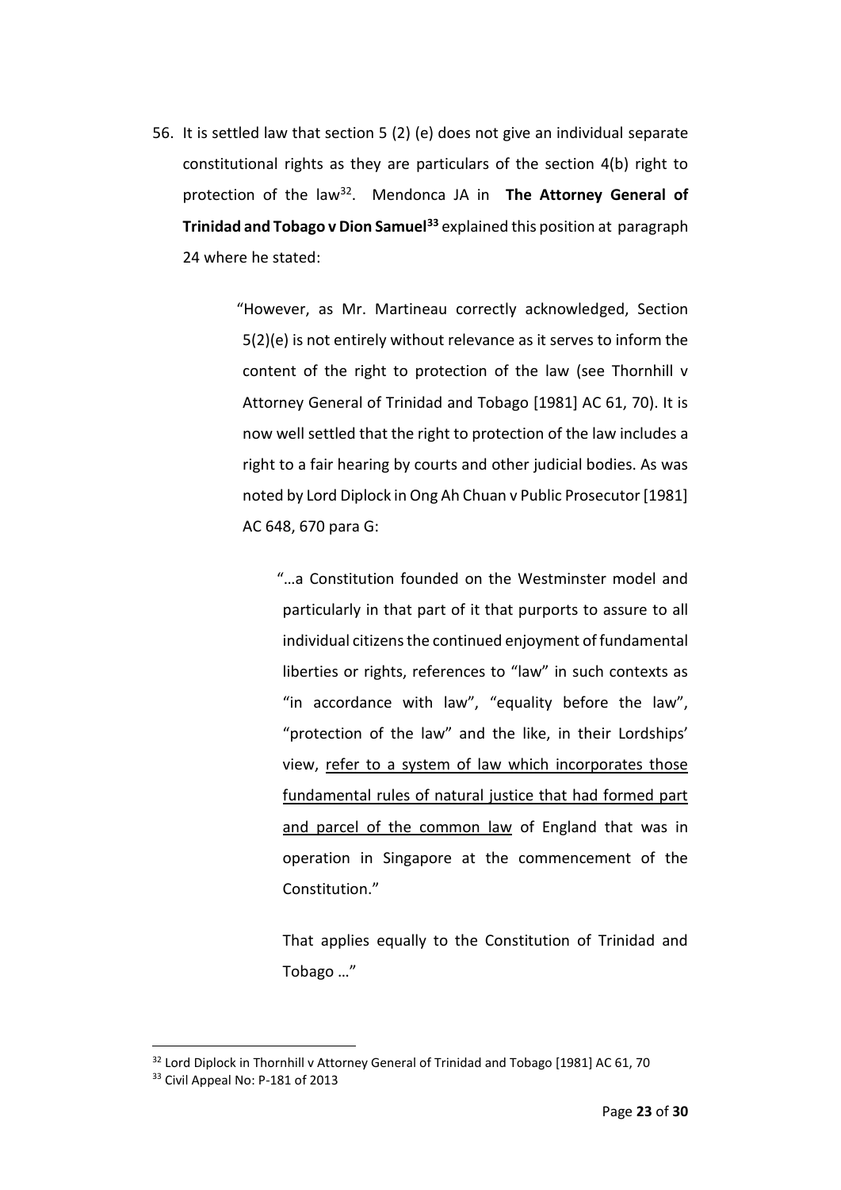56. It is settled law that section 5 (2) (e) does not give an individual separate constitutional rights as they are particulars of the section 4(b) right to protection of the law[32]. Mendonca JA in **The Attorney General of Trinidad and Tobago v Dion Samuel[33]** explained this position at paragraph 24 where he stated:

> "However, as Mr. Martineau correctly acknowledged, Section 5(2)(e) is not entirely without relevance as it serves to inform the content of the right to protection of the law (see Thornhill v Attorney General of Trinidad and Tobago [1981] AC 61, 70). It is now well settled that the right to protection of the law includes a right to a fair hearing by courts and other judicial bodies. As was noted by Lord Diplock in Ong Ah Chuan v Public Prosecutor [1981] AC 648, 670 para G:
>
> > "…a Constitution founded on the Westminster model and particularly in that part of it that purports to assure to all individual citizens the continued enjoyment of fundamental liberties or rights, references to "law" in such contexts as "in accordance with law", "equality before the law", "protection of the law" and the like, in their Lordships' view, <u>refer to a system of law which incorporates those fundamental rules of natural justice that had formed part and parcel of the common law</u> of England that was in operation in Singapore at the commencement of the Constitution."
> >
> > That applies equally to the Constitution of Trinidad and Tobago …"

---

[32] Lord Diplock in Thornhill v Attorney General of Trinidad and Tobago [1981] AC 61, 70

[33] Civil Appeal No: P-181 of 2013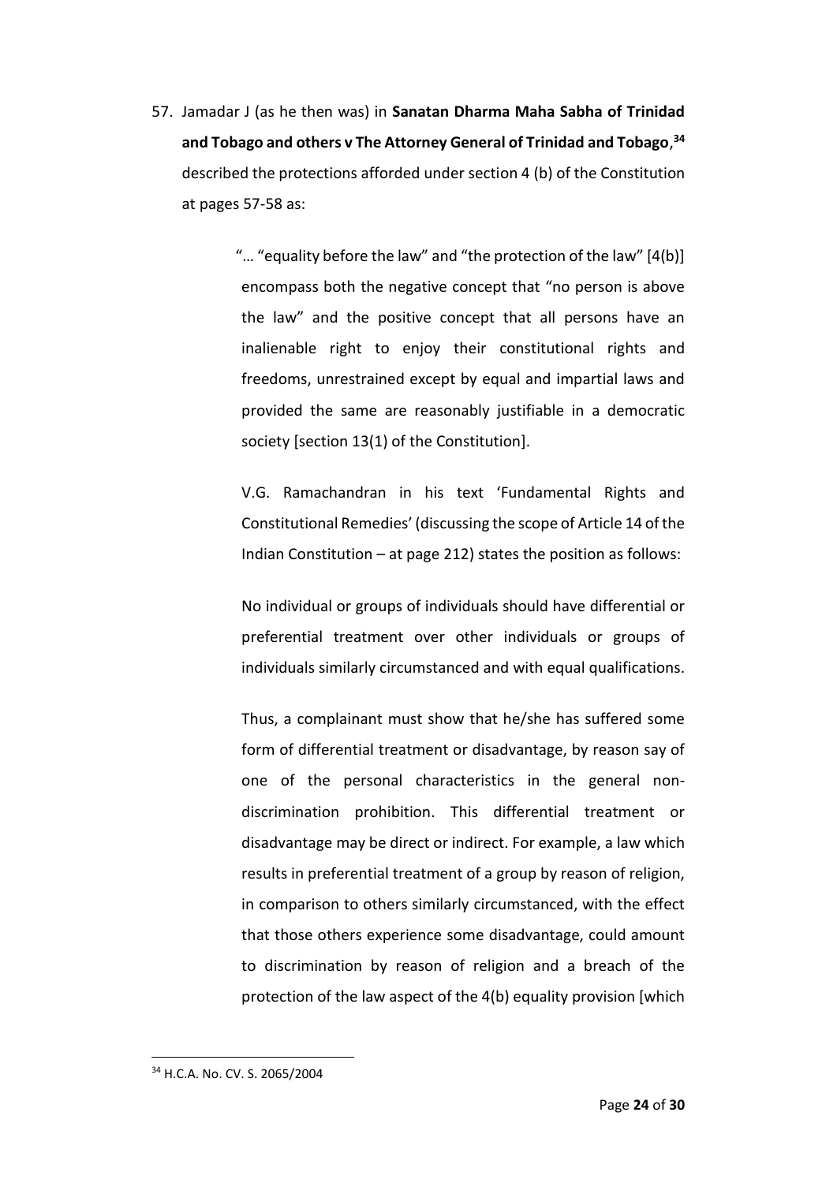57. Jamadar J (as he then was) in **Sanatan Dharma Maha Sabha of Trinidad and Tobago and others v The Attorney General of Trinidad and Tobago**,[34] described the protections afforded under section 4 (b) of the Constitution at pages 57-58 as:

> "… "equality before the law" and "the protection of the law" [4(b)] encompass both the negative concept that "no person is above the law" and the positive concept that all persons have an inalienable right to enjoy their constitutional rights and freedoms, unrestrained except by equal and impartial laws and provided the same are reasonably justifiable in a democratic society [section 13(1) of the Constitution].
>
> V.G. Ramachandran in his text 'Fundamental Rights and Constitutional Remedies' (discussing the scope of Article 14 of the Indian Constitution – at page 212) states the position as follows:
>
> No individual or groups of individuals should have differential or preferential treatment over other individuals or groups of individuals similarly circumstanced and with equal qualifications.
>
> Thus, a complainant must show that he/she has suffered some form of differential treatment or disadvantage, by reason say of one of the personal characteristics in the general non-discrimination prohibition. This differential treatment or disadvantage may be direct or indirect. For example, a law which results in preferential treatment of a group by reason of religion, in comparison to others similarly circumstanced, with the effect that those others experience some disadvantage, could amount to discrimination by reason of religion and a breach of the protection of the law aspect of the 4(b) equality provision [which

[34] H.C.A. No. CV. S. 2065/2004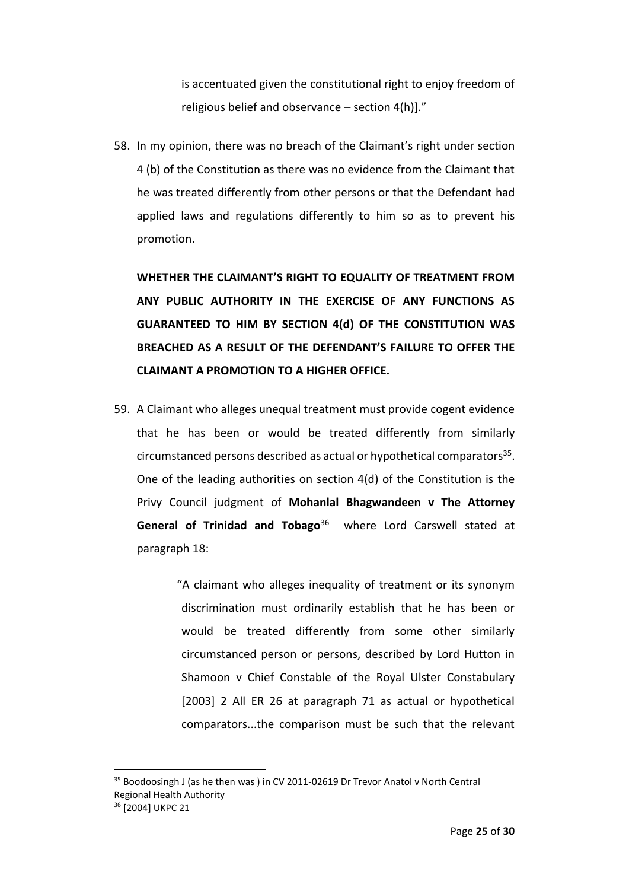is accentuated given the constitutional right to enjoy freedom of religious belief and observance – section 4(h)]."

58. In my opinion, there was no breach of the Claimant's right under section 4 (b) of the Constitution as there was no evidence from the Claimant that he was treated differently from other persons or that the Defendant had applied laws and regulations differently to him so as to prevent his promotion.

**WHETHER THE CLAIMANT'S RIGHT TO EQUALITY OF TREATMENT FROM ANY PUBLIC AUTHORITY IN THE EXERCISE OF ANY FUNCTIONS AS GUARANTEED TO HIM BY SECTION 4(d) OF THE CONSTITUTION WAS BREACHED AS A RESULT OF THE DEFENDANT'S FAILURE TO OFFER THE CLAIMANT A PROMOTION TO A HIGHER OFFICE.**

59. A Claimant who alleges unequal treatment must provide cogent evidence that he has been or would be treated differently from similarly circumstanced persons described as actual or hypothetical comparators[35]. One of the leading authorities on section 4(d) of the Constitution is the Privy Council judgment of **Mohanlal Bhagwandeen v The Attorney General of Trinidad and Tobago**[36] where Lord Carswell stated at paragraph 18:

> "A claimant who alleges inequality of treatment or its synonym discrimination must ordinarily establish that he has been or would be treated differently from some other similarly circumstanced person or persons, described by Lord Hutton in Shamoon v Chief Constable of the Royal Ulster Constabulary [2003] 2 All ER 26 at paragraph 71 as actual or hypothetical comparators...the comparison must be such that the relevant

[35] Boodoosingh J (as he then was ) in CV 2011-02619 Dr Trevor Anatol v North Central Regional Health Authority

[36] [2004] UKPC 21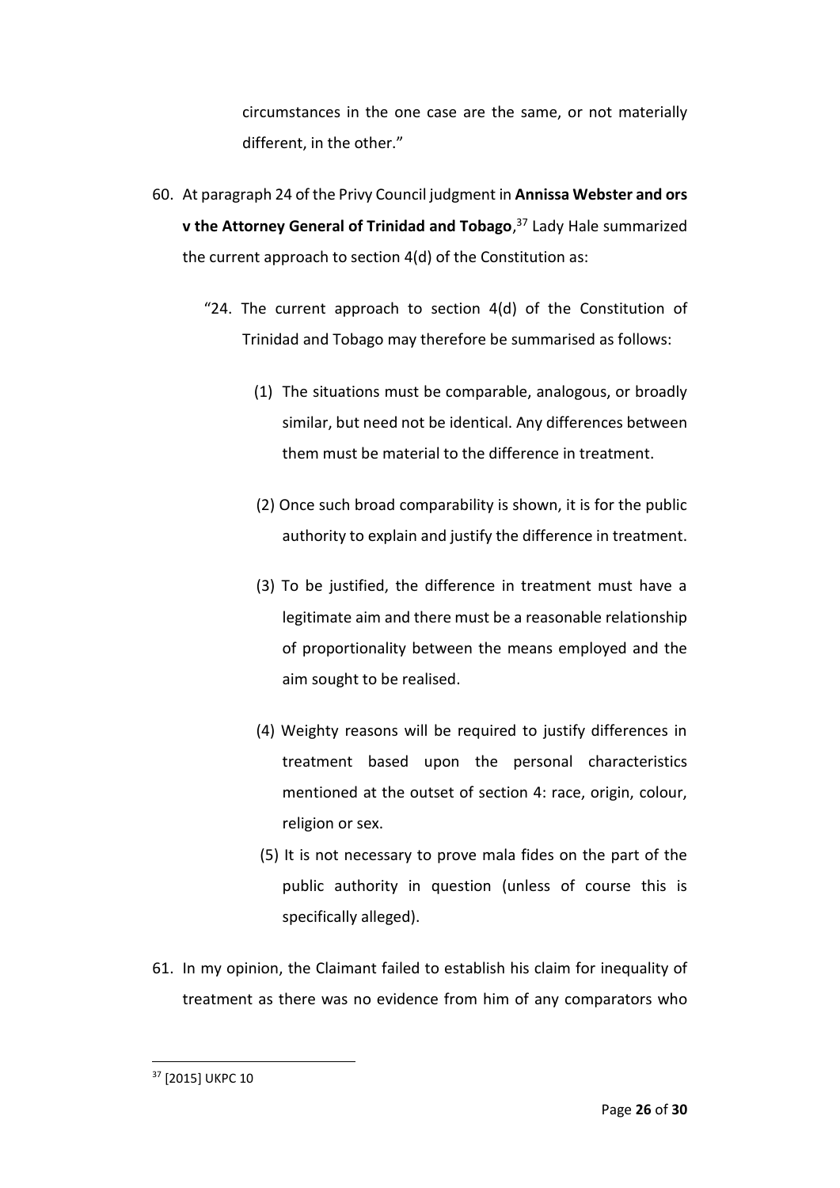circumstances in the one case are the same, or not materially different, in the other."

60. At paragraph 24 of the Privy Council judgment in **Annissa Webster and ors v the Attorney General of Trinidad and Tobago**,[37] Lady Hale summarized the current approach to section 4(d) of the Constitution as:

    "24. The current approach to section 4(d) of the Constitution of Trinidad and Tobago may therefore be summarised as follows:

    (1) The situations must be comparable, analogous, or broadly similar, but need not be identical. Any differences between them must be material to the difference in treatment.

    (2) Once such broad comparability is shown, it is for the public authority to explain and justify the difference in treatment.

    (3) To be justified, the difference in treatment must have a legitimate aim and there must be a reasonable relationship of proportionality between the means employed and the aim sought to be realised.

    (4) Weighty reasons will be required to justify differences in treatment based upon the personal characteristics mentioned at the outset of section 4: race, origin, colour, religion or sex.

    (5) It is not necessary to prove mala fides on the part of the public authority in question (unless of course this is specifically alleged).

61. In my opinion, the Claimant failed to establish his claim for inequality of treatment as there was no evidence from him of any comparators who

[37] [2015] UKPC 10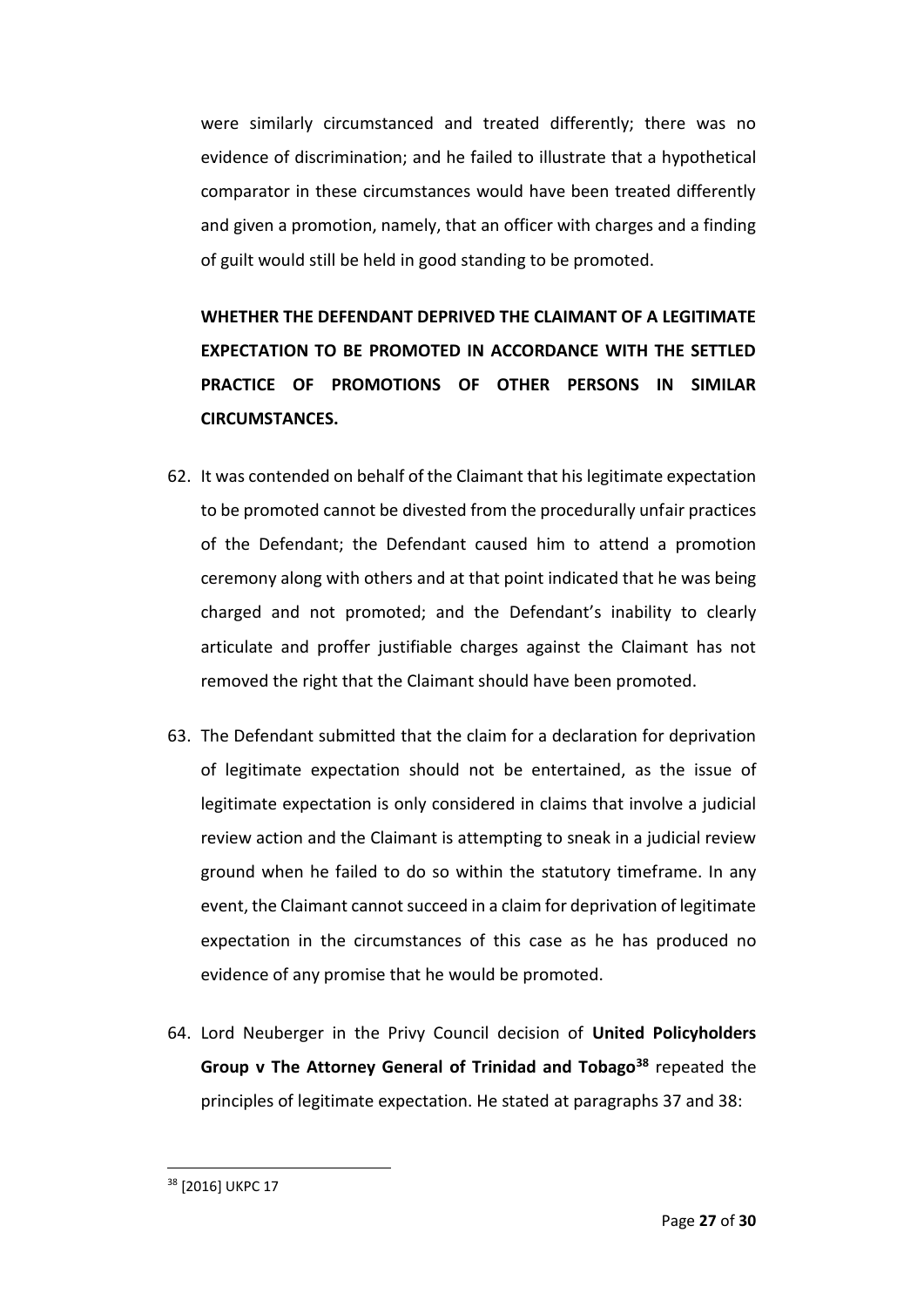were similarly circumstanced and treated differently; there was no evidence of discrimination; and he failed to illustrate that a hypothetical comparator in these circumstances would have been treated differently and given a promotion, namely, that an officer with charges and a finding of guilt would still be held in good standing to be promoted.

**WHETHER THE DEFENDANT DEPRIVED THE CLAIMANT OF A LEGITIMATE EXPECTATION TO BE PROMOTED IN ACCORDANCE WITH THE SETTLED PRACTICE OF PROMOTIONS OF OTHER PERSONS IN SIMILAR CIRCUMSTANCES.**

62. It was contended on behalf of the Claimant that his legitimate expectation to be promoted cannot be divested from the procedurally unfair practices of the Defendant; the Defendant caused him to attend a promotion ceremony along with others and at that point indicated that he was being charged and not promoted; and the Defendant's inability to clearly articulate and proffer justifiable charges against the Claimant has not removed the right that the Claimant should have been promoted.

63. The Defendant submitted that the claim for a declaration for deprivation of legitimate expectation should not be entertained, as the issue of legitimate expectation is only considered in claims that involve a judicial review action and the Claimant is attempting to sneak in a judicial review ground when he failed to do so within the statutory timeframe. In any event, the Claimant cannot succeed in a claim for deprivation of legitimate expectation in the circumstances of this case as he has produced no evidence of any promise that he would be promoted.

64. Lord Neuberger in the Privy Council decision of **United Policyholders Group v The Attorney General of Trinidad and Tobago**[38] repeated the principles of legitimate expectation. He stated at paragraphs 37 and 38:

[38] [2016] UKPC 17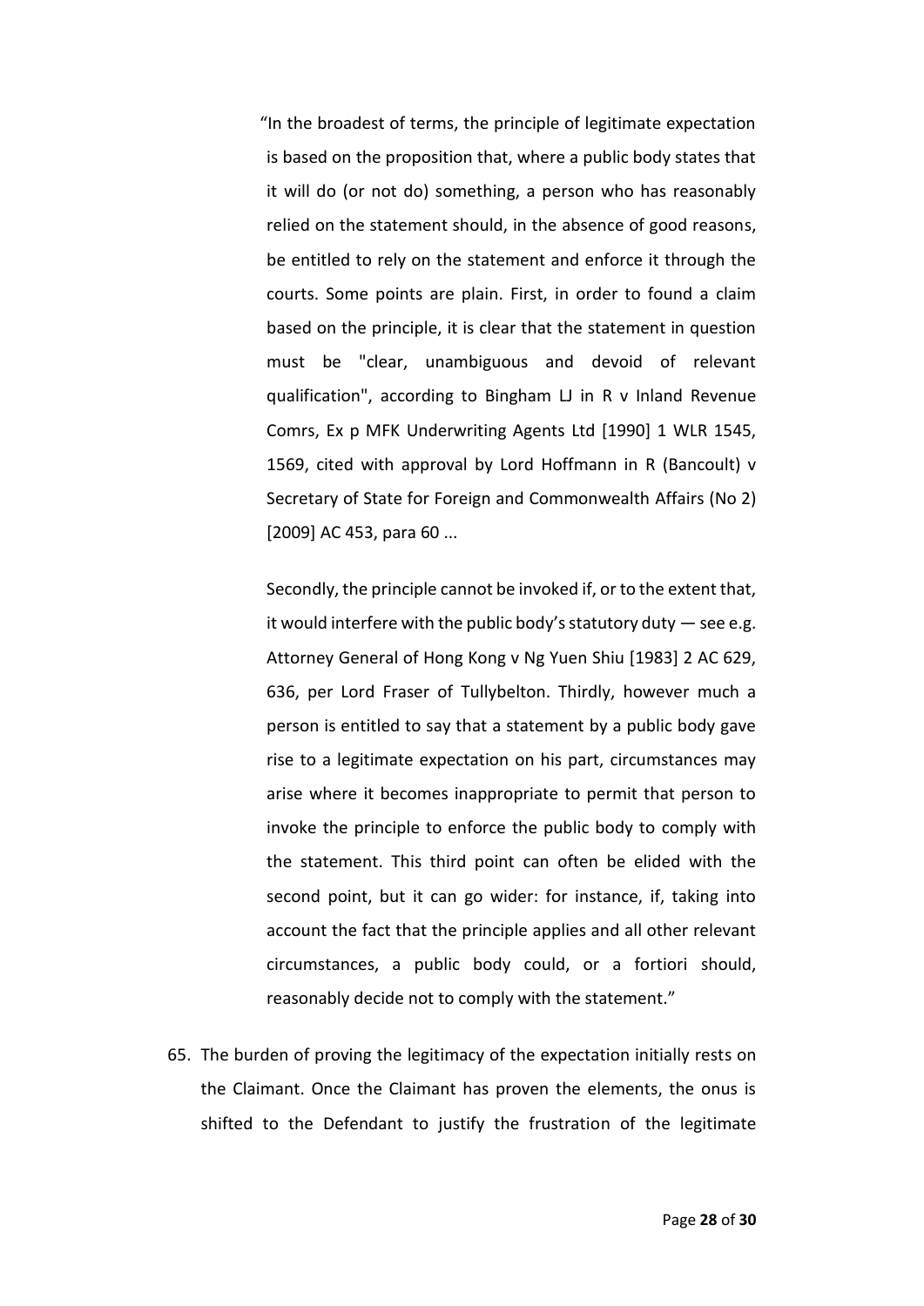> "In the broadest of terms, the principle of legitimate expectation is based on the proposition that, where a public body states that it will do (or not do) something, a person who has reasonably relied on the statement should, in the absence of good reasons, be entitled to rely on the statement and enforce it through the courts. Some points are plain. First, in order to found a claim based on the principle, it is clear that the statement in question must be "clear, unambiguous and devoid of relevant qualification", according to Bingham LJ in R v Inland Revenue Comrs, Ex p MFK Underwriting Agents Ltd [1990] 1 WLR 1545, 1569, cited with approval by Lord Hoffmann in R (Bancoult) v Secretary of State for Foreign and Commonwealth Affairs (No 2) [2009] AC 453, para 60 ...
>
> Secondly, the principle cannot be invoked if, or to the extent that, it would interfere with the public body's statutory duty — see e.g. Attorney General of Hong Kong v Ng Yuen Shiu [1983] 2 AC 629, 636, per Lord Fraser of Tullybelton. Thirdly, however much a person is entitled to say that a statement by a public body gave rise to a legitimate expectation on his part, circumstances may arise where it becomes inappropriate to permit that person to invoke the principle to enforce the public body to comply with the statement. This third point can often be elided with the second point, but it can go wider: for instance, if, taking into account the fact that the principle applies and all other relevant circumstances, a public body could, or a fortiori should, reasonably decide not to comply with the statement."

65. The burden of proving the legitimacy of the expectation initially rests on the Claimant. Once the Claimant has proven the elements, the onus is shifted to the Defendant to justify the frustration of the legitimate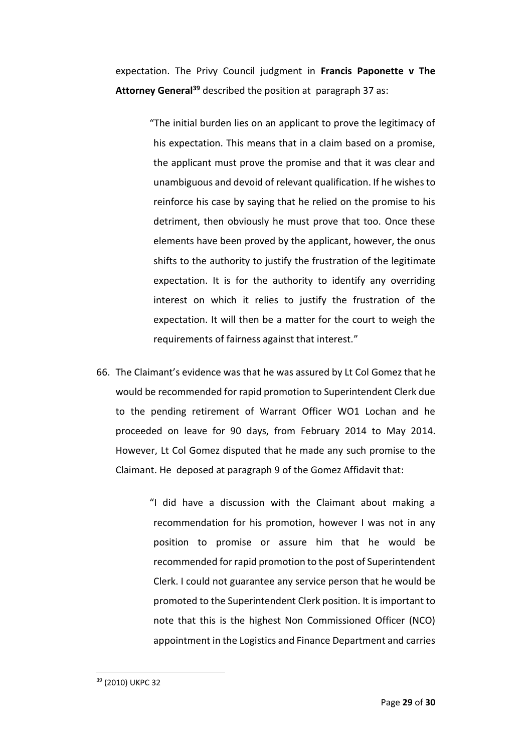expectation. The Privy Council judgment in **Francis Paponette v The Attorney General**[39] described the position at paragraph 37 as:

> "The initial burden lies on an applicant to prove the legitimacy of his expectation. This means that in a claim based on a promise, the applicant must prove the promise and that it was clear and unambiguous and devoid of relevant qualification. If he wishes to reinforce his case by saying that he relied on the promise to his detriment, then obviously he must prove that too. Once these elements have been proved by the applicant, however, the onus shifts to the authority to justify the frustration of the legitimate expectation. It is for the authority to identify any overriding interest on which it relies to justify the frustration of the expectation. It will then be a matter for the court to weigh the requirements of fairness against that interest."

66. The Claimant's evidence was that he was assured by Lt Col Gomez that he would be recommended for rapid promotion to Superintendent Clerk due to the pending retirement of Warrant Officer WO1 Lochan and he proceeded on leave for 90 days, from February 2014 to May 2014. However, Lt Col Gomez disputed that he made any such promise to the Claimant. He deposed at paragraph 9 of the Gomez Affidavit that:

> "I did have a discussion with the Claimant about making a recommendation for his promotion, however I was not in any position to promise or assure him that he would be recommended for rapid promotion to the post of Superintendent Clerk. I could not guarantee any service person that he would be promoted to the Superintendent Clerk position. It is important to note that this is the highest Non Commissioned Officer (NCO) appointment in the Logistics and Finance Department and carries

[39] (2010) UKPC 32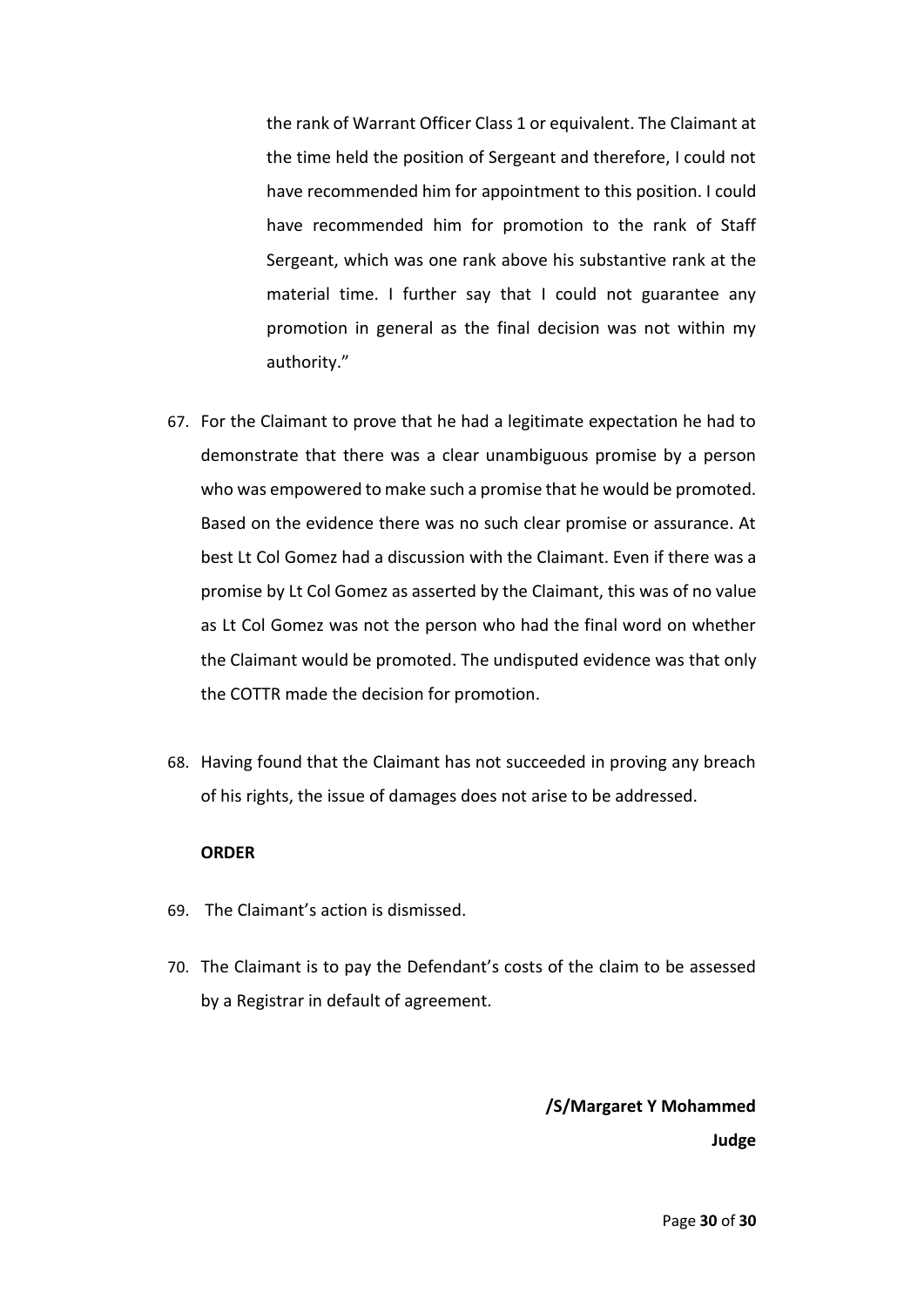the rank of Warrant Officer Class 1 or equivalent. The Claimant at the time held the position of Sergeant and therefore, I could not have recommended him for appointment to this position. I could have recommended him for promotion to the rank of Staff Sergeant, which was one rank above his substantive rank at the material time. I further say that I could not guarantee any promotion in general as the final decision was not within my authority."

67. For the Claimant to prove that he had a legitimate expectation he had to demonstrate that there was a clear unambiguous promise by a person who was empowered to make such a promise that he would be promoted. Based on the evidence there was no such clear promise or assurance. At best Lt Col Gomez had a discussion with the Claimant. Even if there was a promise by Lt Col Gomez as asserted by the Claimant, this was of no value as Lt Col Gomez was not the person who had the final word on whether the Claimant would be promoted. The undisputed evidence was that only the COTTR made the decision for promotion.

68. Having found that the Claimant has not succeeded in proving any breach of his rights, the issue of damages does not arise to be addressed.

**ORDER**

69. The Claimant's action is dismissed.

70. The Claimant is to pay the Defendant's costs of the claim to be assessed by a Registrar in default of agreement.

**/S/Margaret Y Mohammed**

**Judge**